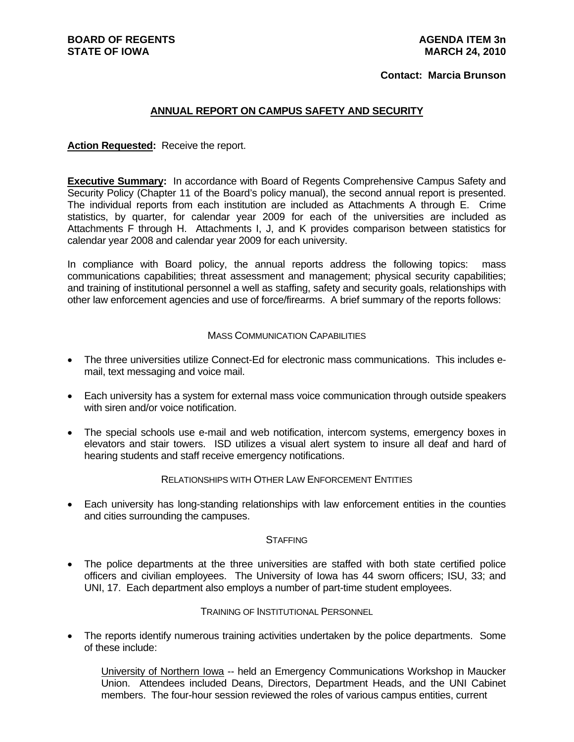**BOARD OF REGENTS**
**STATE OF IOWA**

**AGENDA ITEM 3n**
**MARCH 24, 2010**

**Contact: Marcia Brunson**

## ANNUAL REPORT ON CAMPUS SAFETY AND SECURITY

**Action Requested:** Receive the report.

**Executive Summary:** In accordance with Board of Regents Comprehensive Campus Safety and Security Policy (Chapter 11 of the Board's policy manual), the second annual report is presented. The individual reports from each institution are included as Attachments A through E. Crime statistics, by quarter, for calendar year 2009 for each of the universities are included as Attachments F through H. Attachments I, J, and K provides comparison between statistics for calendar year 2008 and calendar year 2009 for each university.

In compliance with Board policy, the annual reports address the following topics: mass communications capabilities; threat assessment and management; physical security capabilities; and training of institutional personnel a well as staffing, safety and security goals, relationships with other law enforcement agencies and use of force/firearms. A brief summary of the reports follows:

### MASS COMMUNICATION CAPABILITIES

- The three universities utilize Connect-Ed for electronic mass communications. This includes e-mail, text messaging and voice mail.
- Each university has a system for external mass voice communication through outside speakers with siren and/or voice notification.
- The special schools use e-mail and web notification, intercom systems, emergency boxes in elevators and stair towers. ISD utilizes a visual alert system to insure all deaf and hard of hearing students and staff receive emergency notifications.

### RELATIONSHIPS WITH OTHER LAW ENFORCEMENT ENTITIES

- Each university has long-standing relationships with law enforcement entities in the counties and cities surrounding the campuses.

### STAFFING

- The police departments at the three universities are staffed with both state certified police officers and civilian employees. The University of Iowa has 44 sworn officers; ISU, 33; and UNI, 17. Each department also employs a number of part-time student employees.

### TRAINING OF INSTITUTIONAL PERSONNEL

- The reports identify numerous training activities undertaken by the police departments. Some of these include:

  University of Northern Iowa -- held an Emergency Communications Workshop in Maucker Union. Attendees included Deans, Directors, Department Heads, and the UNI Cabinet members. The four-hour session reviewed the roles of various campus entities, current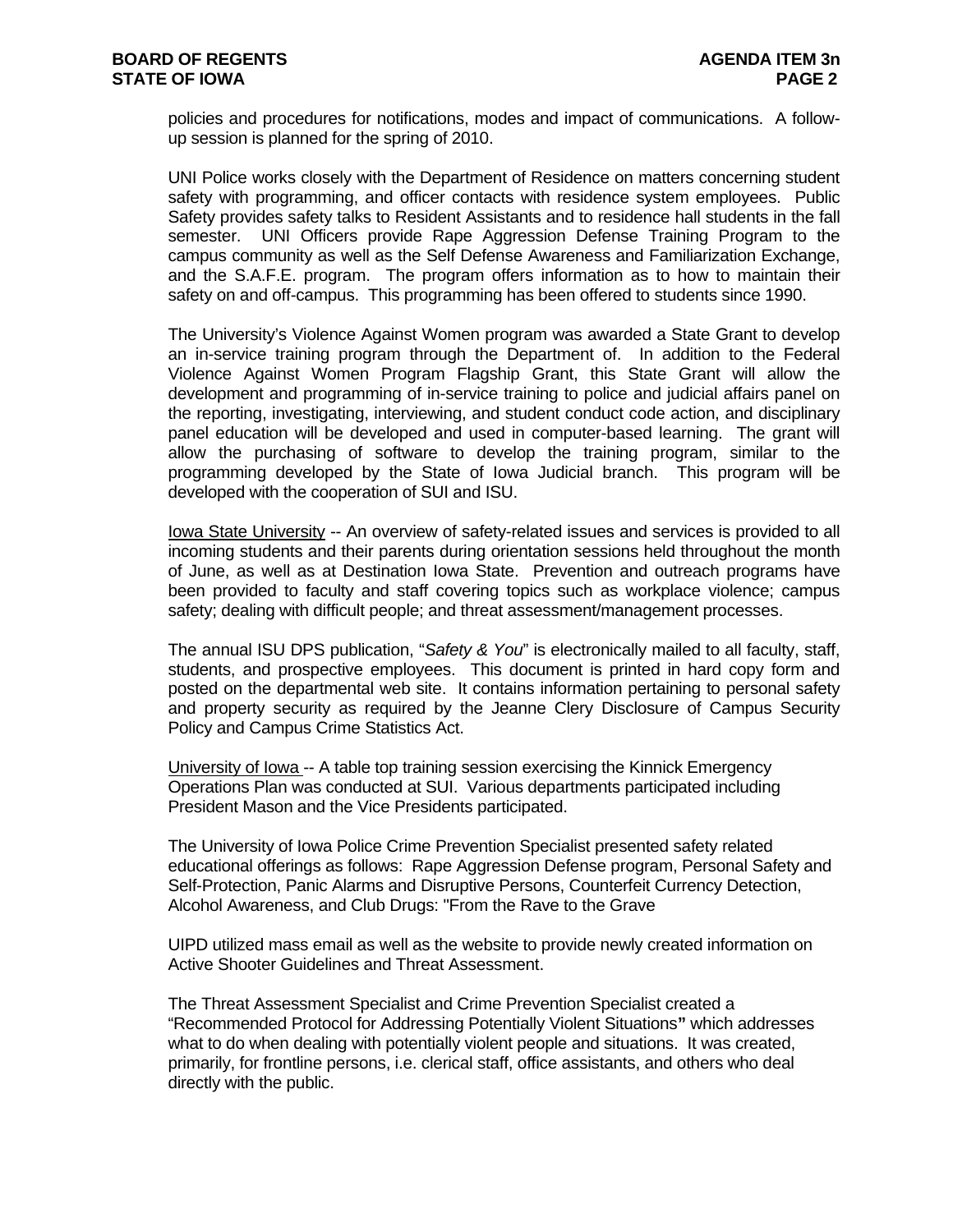policies and procedures for notifications, modes and impact of communications. A follow-up session is planned for the spring of 2010.

UNI Police works closely with the Department of Residence on matters concerning student safety with programming, and officer contacts with residence system employees. Public Safety provides safety talks to Resident Assistants and to residence hall students in the fall semester. UNI Officers provide Rape Aggression Defense Training Program to the campus community as well as the Self Defense Awareness and Familiarization Exchange, and the S.A.F.E. program. The program offers information as to how to maintain their safety on and off-campus. This programming has been offered to students since 1990.

The University's Violence Against Women program was awarded a State Grant to develop an in-service training program through the Department of. In addition to the Federal Violence Against Women Program Flagship Grant, this State Grant will allow the development and programming of in-service training to police and judicial affairs panel on the reporting, investigating, interviewing, and student conduct code action, and disciplinary panel education will be developed and used in computer-based learning. The grant will allow the purchasing of software to develop the training program, similar to the programming developed by the State of Iowa Judicial branch. This program will be developed with the cooperation of SUI and ISU.

<u>Iowa State University</u> -- An overview of safety-related issues and services is provided to all incoming students and their parents during orientation sessions held throughout the month of June, as well as at Destination Iowa State. Prevention and outreach programs have been provided to faculty and staff covering topics such as workplace violence; campus safety; dealing with difficult people; and threat assessment/management processes.

The annual ISU DPS publication, "*Safety & You*" is electronically mailed to all faculty, staff, students, and prospective employees. This document is printed in hard copy form and posted on the departmental web site. It contains information pertaining to personal safety and property security as required by the Jeanne Clery Disclosure of Campus Security Policy and Campus Crime Statistics Act.

<u>University of Iowa</u> -- A table top training session exercising the Kinnick Emergency Operations Plan was conducted at SUI. Various departments participated including President Mason and the Vice Presidents participated.

The University of Iowa Police Crime Prevention Specialist presented safety related educational offerings as follows: Rape Aggression Defense program, Personal Safety and Self-Protection, Panic Alarms and Disruptive Persons, Counterfeit Currency Detection, Alcohol Awareness, and Club Drugs: "From the Rave to the Grave

UIPD utilized mass email as well as the website to provide newly created information on Active Shooter Guidelines and Threat Assessment.

The Threat Assessment Specialist and Crime Prevention Specialist created a "Recommended Protocol for Addressing Potentially Violent Situations**"** which addresses what to do when dealing with potentially violent people and situations. It was created, primarily, for frontline persons, i.e. clerical staff, office assistants, and others who deal directly with the public.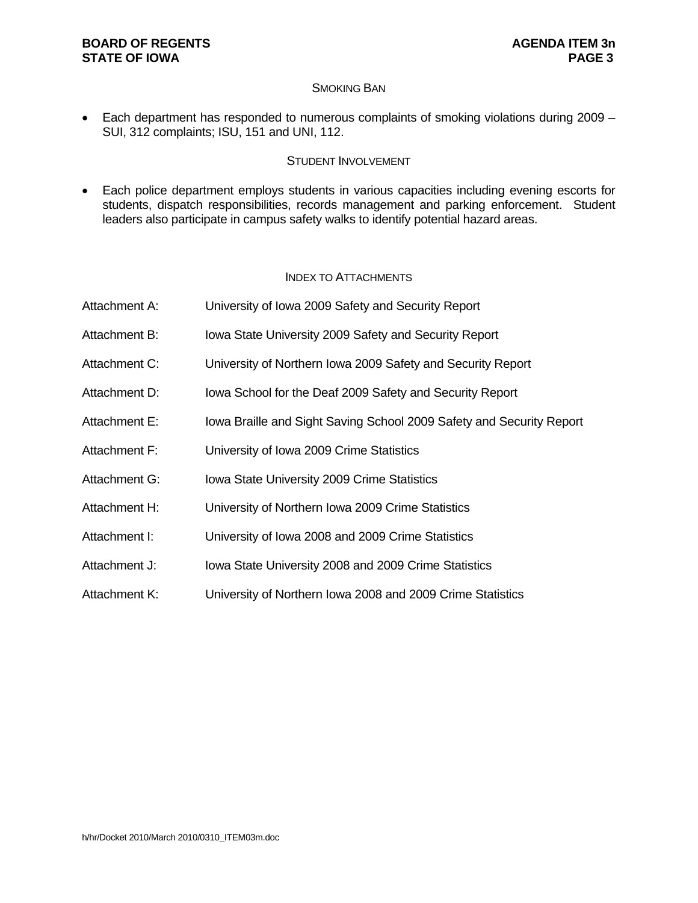## SMOKING BAN

- Each department has responded to numerous complaints of smoking violations during 2009 – SUI, 312 complaints; ISU, 151 and UNI, 112.

## STUDENT INVOLVEMENT

- Each police department employs students in various capacities including evening escorts for students, dispatch responsibilities, records management and parking enforcement. Student leaders also participate in campus safety walks to identify potential hazard areas.

## INDEX TO ATTACHMENTS

| | |
|---|---|
| Attachment A: | University of Iowa 2009 Safety and Security Report |
| Attachment B: | Iowa State University 2009 Safety and Security Report |
| Attachment C: | University of Northern Iowa 2009 Safety and Security Report |
| Attachment D: | Iowa School for the Deaf 2009 Safety and Security Report |
| Attachment E: | Iowa Braille and Sight Saving School 2009 Safety and Security Report |
| Attachment F: | University of Iowa 2009 Crime Statistics |
| Attachment G: | Iowa State University 2009 Crime Statistics |
| Attachment H: | University of Northern Iowa 2009 Crime Statistics |
| Attachment I: | University of Iowa 2008 and 2009 Crime Statistics |
| Attachment J: | Iowa State University 2008 and 2009 Crime Statistics |
| Attachment K: | University of Northern Iowa 2008 and 2009 Crime Statistics |

h/hr/Docket 2010/March 2010/0310_ITEM03m.doc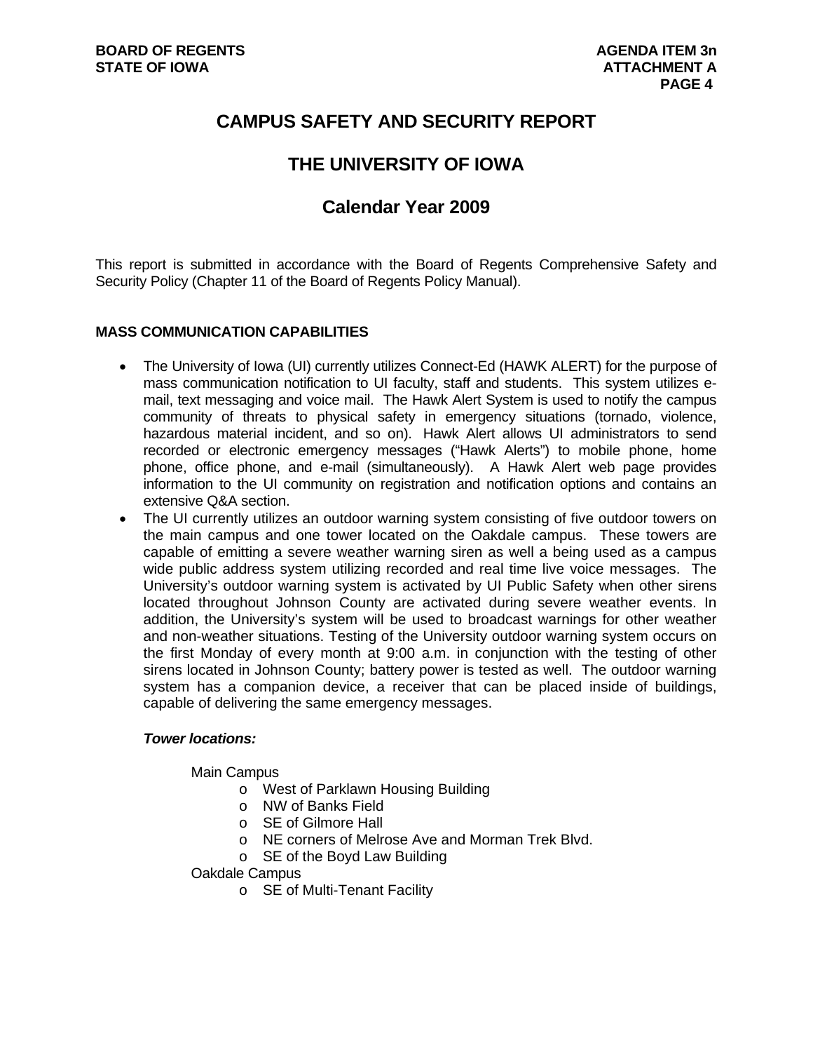# CAMPUS SAFETY AND SECURITY REPORT

# THE UNIVERSITY OF IOWA

## Calendar Year 2009

This report is submitted in accordance with the Board of Regents Comprehensive Safety and Security Policy (Chapter 11 of the Board of Regents Policy Manual).

**MASS COMMUNICATION CAPABILITIES**

- The University of Iowa (UI) currently utilizes Connect-Ed (HAWK ALERT) for the purpose of mass communication notification to UI faculty, staff and students. This system utilizes e-mail, text messaging and voice mail. The Hawk Alert System is used to notify the campus community of threats to physical safety in emergency situations (tornado, violence, hazardous material incident, and so on). Hawk Alert allows UI administrators to send recorded or electronic emergency messages ("Hawk Alerts") to mobile phone, home phone, office phone, and e-mail (simultaneously). A Hawk Alert web page provides information to the UI community on registration and notification options and contains an extensive Q&A section.
- The UI currently utilizes an outdoor warning system consisting of five outdoor towers on the main campus and one tower located on the Oakdale campus. These towers are capable of emitting a severe weather warning siren as well a being used as a campus wide public address system utilizing recorded and real time live voice messages. The University's outdoor warning system is activated by UI Public Safety when other sirens located throughout Johnson County are activated during severe weather events. In addition, the University's system will be used to broadcast warnings for other weather and non-weather situations. Testing of the University outdoor warning system occurs on the first Monday of every month at 9:00 a.m. in conjunction with the testing of other sirens located in Johnson County; battery power is tested as well. The outdoor warning system has a companion device, a receiver that can be placed inside of buildings, capable of delivering the same emergency messages.

***Tower locations:***

Main Campus
- West of Parklawn Housing Building
- NW of Banks Field
- SE of Gilmore Hall
- NE corners of Melrose Ave and Morman Trek Blvd.
- SE of the Boyd Law Building

Oakdale Campus
- SE of Multi-Tenant Facility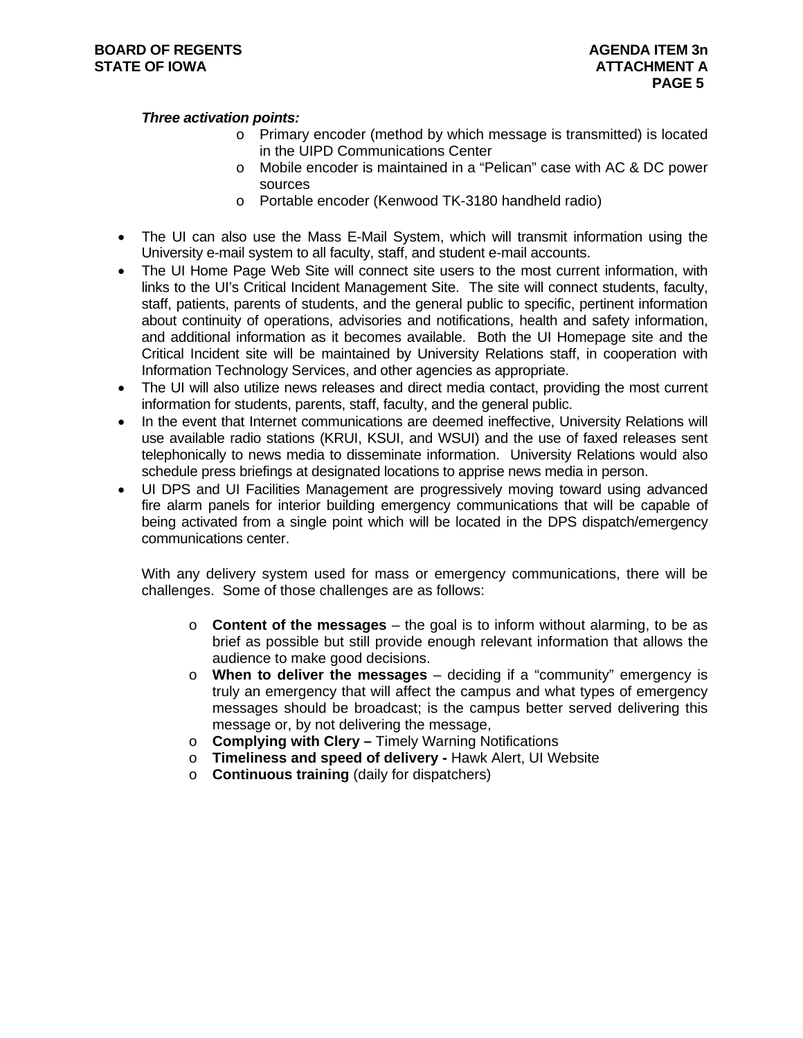***Three activation points:***

- Primary encoder (method by which message is transmitted) is located in the UIPD Communications Center
- Mobile encoder is maintained in a "Pelican" case with AC & DC power sources
- Portable encoder (Kenwood TK-3180 handheld radio)

- The UI can also use the Mass E-Mail System, which will transmit information using the University e-mail system to all faculty, staff, and student e-mail accounts.
- The UI Home Page Web Site will connect site users to the most current information, with links to the UI's Critical Incident Management Site. The site will connect students, faculty, staff, patients, parents of students, and the general public to specific, pertinent information about continuity of operations, advisories and notifications, health and safety information, and additional information as it becomes available. Both the UI Homepage site and the Critical Incident site will be maintained by University Relations staff, in cooperation with Information Technology Services, and other agencies as appropriate.
- The UI will also utilize news releases and direct media contact, providing the most current information for students, parents, staff, faculty, and the general public.
- In the event that Internet communications are deemed ineffective, University Relations will use available radio stations (KRUI, KSUI, and WSUI) and the use of faxed releases sent telephonically to news media to disseminate information. University Relations would also schedule press briefings at designated locations to apprise news media in person.
- UI DPS and UI Facilities Management are progressively moving toward using advanced fire alarm panels for interior building emergency communications that will be capable of being activated from a single point which will be located in the DPS dispatch/emergency communications center.

With any delivery system used for mass or emergency communications, there will be challenges. Some of those challenges are as follows:

- **Content of the messages** – the goal is to inform without alarming, to be as brief as possible but still provide enough relevant information that allows the audience to make good decisions.
- **When to deliver the messages** – deciding if a "community" emergency is truly an emergency that will affect the campus and what types of emergency messages should be broadcast; is the campus better served delivering this message or, by not delivering the message,
- **Complying with Clery –** Timely Warning Notifications
- **Timeliness and speed of delivery -** Hawk Alert, UI Website
- **Continuous training** (daily for dispatchers)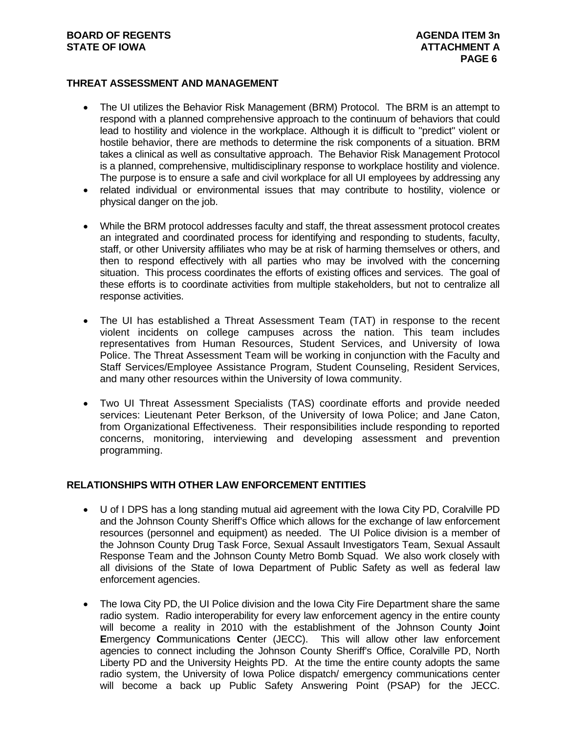## THREAT ASSESSMENT AND MANAGEMENT

- The UI utilizes the Behavior Risk Management (BRM) Protocol. The BRM is an attempt to respond with a planned comprehensive approach to the continuum of behaviors that could lead to hostility and violence in the workplace. Although it is difficult to "predict" violent or hostile behavior, there are methods to determine the risk components of a situation. BRM takes a clinical as well as consultative approach. The Behavior Risk Management Protocol is a planned, comprehensive, multidisciplinary response to workplace hostility and violence. The purpose is to ensure a safe and civil workplace for all UI employees by addressing any
- related individual or environmental issues that may contribute to hostility, violence or physical danger on the job.

- While the BRM protocol addresses faculty and staff, the threat assessment protocol creates an integrated and coordinated process for identifying and responding to students, faculty, staff, or other University affiliates who may be at risk of harming themselves or others, and then to respond effectively with all parties who may be involved with the concerning situation. This process coordinates the efforts of existing offices and services. The goal of these efforts is to coordinate activities from multiple stakeholders, but not to centralize all response activities.

- The UI has established a Threat Assessment Team (TAT) in response to the recent violent incidents on college campuses across the nation. This team includes representatives from Human Resources, Student Services, and University of Iowa Police. The Threat Assessment Team will be working in conjunction with the Faculty and Staff Services/Employee Assistance Program, Student Counseling, Resident Services, and many other resources within the University of Iowa community.

- Two UI Threat Assessment Specialists (TAS) coordinate efforts and provide needed services: Lieutenant Peter Berkson, of the University of Iowa Police; and Jane Caton, from Organizational Effectiveness. Their responsibilities include responding to reported concerns, monitoring, interviewing and developing assessment and prevention programming.

## RELATIONSHIPS WITH OTHER LAW ENFORCEMENT ENTITIES

- U of I DPS has a long standing mutual aid agreement with the Iowa City PD, Coralville PD and the Johnson County Sheriff's Office which allows for the exchange of law enforcement resources (personnel and equipment) as needed. The UI Police division is a member of the Johnson County Drug Task Force, Sexual Assault Investigators Team, Sexual Assault Response Team and the Johnson County Metro Bomb Squad. We also work closely with all divisions of the State of Iowa Department of Public Safety as well as federal law enforcement agencies.

- The Iowa City PD, the UI Police division and the Iowa City Fire Department share the same radio system. Radio interoperability for every law enforcement agency in the entire county will become a reality in 2010 with the establishment of the Johnson County **J**oint **E**mergency **C**ommunications **C**enter (JECC). This will allow other law enforcement agencies to connect including the Johnson County Sheriff's Office, Coralville PD, North Liberty PD and the University Heights PD. At the time the entire county adopts the same radio system, the University of Iowa Police dispatch/ emergency communications center will become a back up Public Safety Answering Point (PSAP) for the JECC.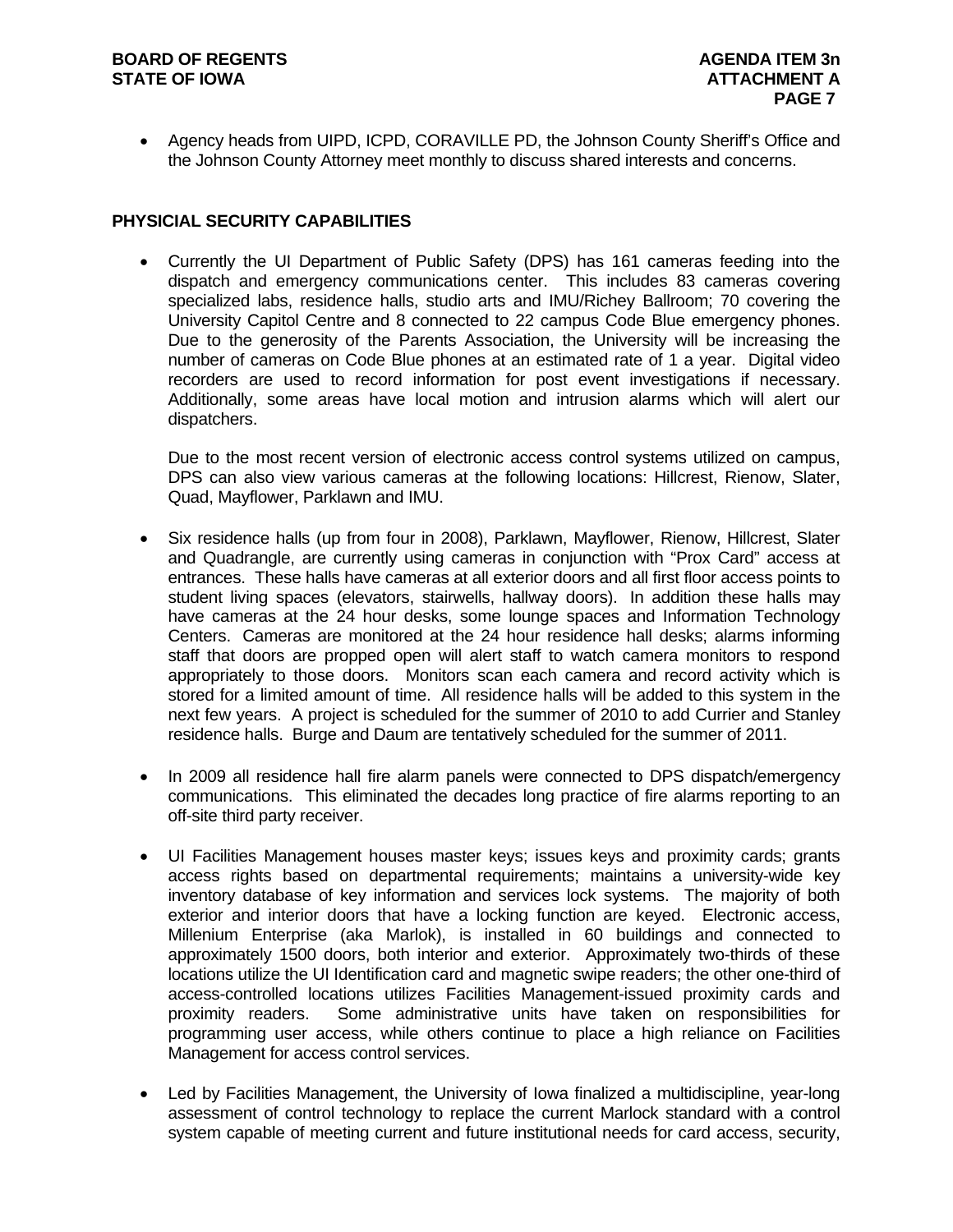- Agency heads from UIPD, ICPD, CORAVILLE PD, the Johnson County Sheriff's Office and the Johnson County Attorney meet monthly to discuss shared interests and concerns.

**PHYSICIAL SECURITY CAPABILITIES**

- Currently the UI Department of Public Safety (DPS) has 161 cameras feeding into the dispatch and emergency communications center. This includes 83 cameras covering specialized labs, residence halls, studio arts and IMU/Richey Ballroom; 70 covering the University Capitol Centre and 8 connected to 22 campus Code Blue emergency phones. Due to the generosity of the Parents Association, the University will be increasing the number of cameras on Code Blue phones at an estimated rate of 1 a year. Digital video recorders are used to record information for post event investigations if necessary. Additionally, some areas have local motion and intrusion alarms which will alert our dispatchers.

  Due to the most recent version of electronic access control systems utilized on campus, DPS can also view various cameras at the following locations: Hillcrest, Rienow, Slater, Quad, Mayflower, Parklawn and IMU.

- Six residence halls (up from four in 2008), Parklawn, Mayflower, Rienow, Hillcrest, Slater and Quadrangle, are currently using cameras in conjunction with "Prox Card" access at entrances. These halls have cameras at all exterior doors and all first floor access points to student living spaces (elevators, stairwells, hallway doors). In addition these halls may have cameras at the 24 hour desks, some lounge spaces and Information Technology Centers. Cameras are monitored at the 24 hour residence hall desks; alarms informing staff that doors are propped open will alert staff to watch camera monitors to respond appropriately to those doors. Monitors scan each camera and record activity which is stored for a limited amount of time. All residence halls will be added to this system in the next few years. A project is scheduled for the summer of 2010 to add Currier and Stanley residence halls. Burge and Daum are tentatively scheduled for the summer of 2011.

- In 2009 all residence hall fire alarm panels were connected to DPS dispatch/emergency communications. This eliminated the decades long practice of fire alarms reporting to an off-site third party receiver.

- UI Facilities Management houses master keys; issues keys and proximity cards; grants access rights based on departmental requirements; maintains a university-wide key inventory database of key information and services lock systems. The majority of both exterior and interior doors that have a locking function are keyed. Electronic access, Millenium Enterprise (aka Marlok), is installed in 60 buildings and connected to approximately 1500 doors, both interior and exterior. Approximately two-thirds of these locations utilize the UI Identification card and magnetic swipe readers; the other one-third of access-controlled locations utilizes Facilities Management-issued proximity cards and proximity readers. Some administrative units have taken on responsibilities for programming user access, while others continue to place a high reliance on Facilities Management for access control services.

- Led by Facilities Management, the University of Iowa finalized a multidiscipline, year-long assessment of control technology to replace the current Marlock standard with a control system capable of meeting current and future institutional needs for card access, security,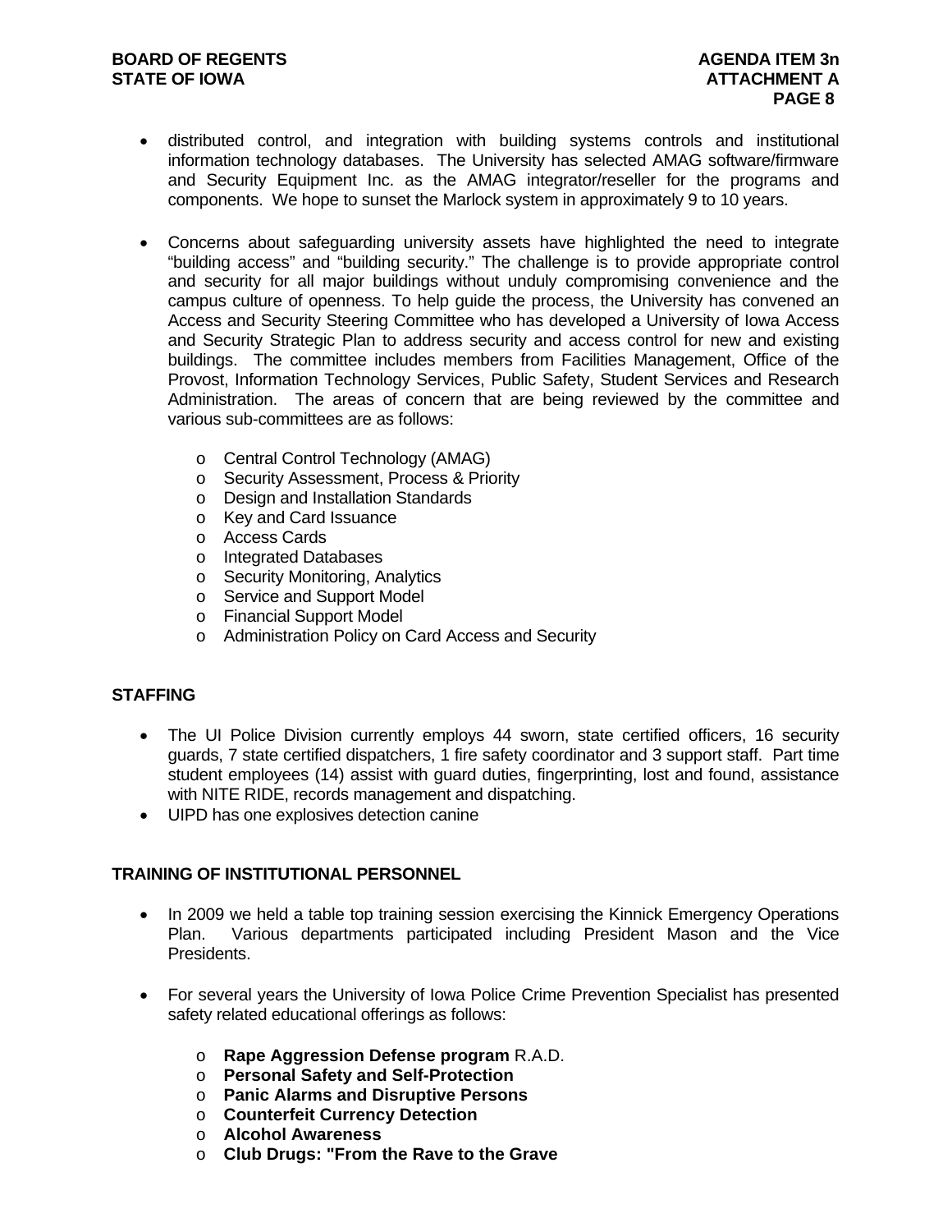- distributed control, and integration with building systems controls and institutional information technology databases. The University has selected AMAG software/firmware and Security Equipment Inc. as the AMAG integrator/reseller for the programs and components. We hope to sunset the Marlock system in approximately 9 to 10 years.

- Concerns about safeguarding university assets have highlighted the need to integrate "building access" and "building security." The challenge is to provide appropriate control and security for all major buildings without unduly compromising convenience and the campus culture of openness. To help guide the process, the University has convened an Access and Security Steering Committee who has developed a University of Iowa Access and Security Strategic Plan to address security and access control for new and existing buildings. The committee includes members from Facilities Management, Office of the Provost, Information Technology Services, Public Safety, Student Services and Research Administration. The areas of concern that are being reviewed by the committee and various sub-committees are as follows:
  - Central Control Technology (AMAG)
  - Security Assessment, Process & Priority
  - Design and Installation Standards
  - Key and Card Issuance
  - Access Cards
  - Integrated Databases
  - Security Monitoring, Analytics
  - Service and Support Model
  - Financial Support Model
  - Administration Policy on Card Access and Security

**STAFFING**

- The UI Police Division currently employs 44 sworn, state certified officers, 16 security guards, 7 state certified dispatchers, 1 fire safety coordinator and 3 support staff. Part time student employees (14) assist with guard duties, fingerprinting, lost and found, assistance with NITE RIDE, records management and dispatching.
- UIPD has one explosives detection canine

**TRAINING OF INSTITUTIONAL PERSONNEL**

- In 2009 we held a table top training session exercising the Kinnick Emergency Operations Plan. Various departments participated including President Mason and the Vice Presidents.

- For several years the University of Iowa Police Crime Prevention Specialist has presented safety related educational offerings as follows:
  - **Rape Aggression Defense program** R.A.D.
  - **Personal Safety and Self-Protection**
  - **Panic Alarms and Disruptive Persons**
  - **Counterfeit Currency Detection**
  - **Alcohol Awareness**
  - **Club Drugs: "From the Rave to the Grave**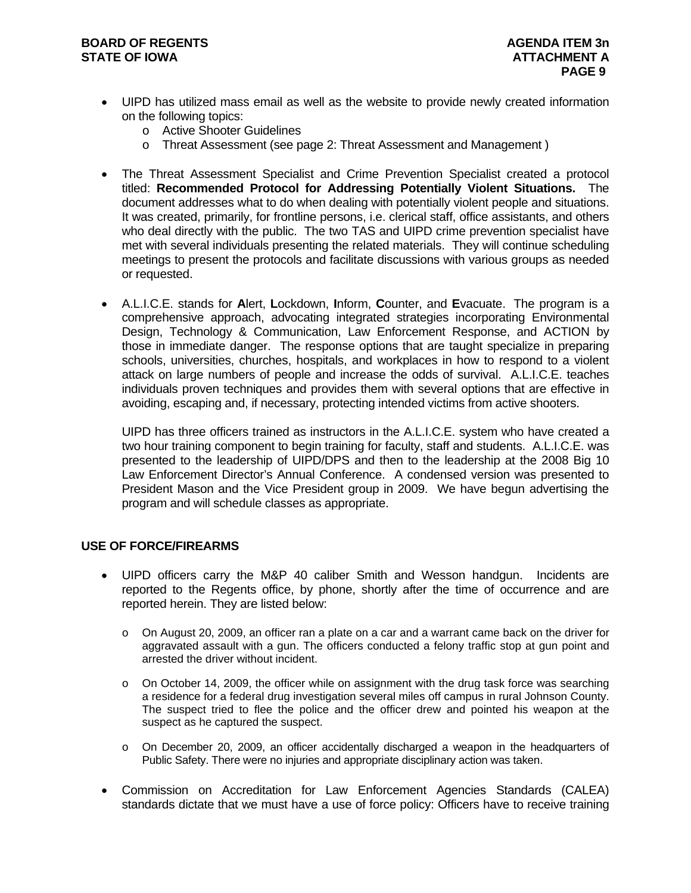- UIPD has utilized mass email as well as the website to provide newly created information on the following topics:
  - Active Shooter Guidelines
  - Threat Assessment (see page 2: Threat Assessment and Management )

- The Threat Assessment Specialist and Crime Prevention Specialist created a protocol titled: **Recommended Protocol for Addressing Potentially Violent Situations.** The document addresses what to do when dealing with potentially violent people and situations. It was created, primarily, for frontline persons, i.e. clerical staff, office assistants, and others who deal directly with the public. The two TAS and UIPD crime prevention specialist have met with several individuals presenting the related materials. They will continue scheduling meetings to present the protocols and facilitate discussions with various groups as needed or requested.

- A.L.I.C.E. stands for **A**lert, **L**ockdown, **I**nform, **C**ounter, and **E**vacuate. The program is a comprehensive approach, advocating integrated strategies incorporating Environmental Design, Technology & Communication, Law Enforcement Response, and ACTION by those in immediate danger. The response options that are taught specialize in preparing schools, universities, churches, hospitals, and workplaces in how to respond to a violent attack on large numbers of people and increase the odds of survival. A.L.I.C.E. teaches individuals proven techniques and provides them with several options that are effective in avoiding, escaping and, if necessary, protecting intended victims from active shooters.

  UIPD has three officers trained as instructors in the A.L.I.C.E. system who have created a two hour training component to begin training for faculty, staff and students. A.L.I.C.E. was presented to the leadership of UIPD/DPS and then to the leadership at the 2008 Big 10 Law Enforcement Director's Annual Conference. A condensed version was presented to President Mason and the Vice President group in 2009. We have begun advertising the program and will schedule classes as appropriate.

**USE OF FORCE/FIREARMS**

- UIPD officers carry the M&P 40 caliber Smith and Wesson handgun. Incidents are reported to the Regents office, by phone, shortly after the time of occurrence and are reported herein. They are listed below:

  - On August 20, 2009, an officer ran a plate on a car and a warrant came back on the driver for aggravated assault with a gun. The officers conducted a felony traffic stop at gun point and arrested the driver without incident.

  - On October 14, 2009, the officer while on assignment with the drug task force was searching a residence for a federal drug investigation several miles off campus in rural Johnson County. The suspect tried to flee the police and the officer drew and pointed his weapon at the suspect as he captured the suspect.

  - On December 20, 2009, an officer accidentally discharged a weapon in the headquarters of Public Safety. There were no injuries and appropriate disciplinary action was taken.

- Commission on Accreditation for Law Enforcement Agencies Standards (CALEA) standards dictate that we must have a use of force policy: Officers have to receive training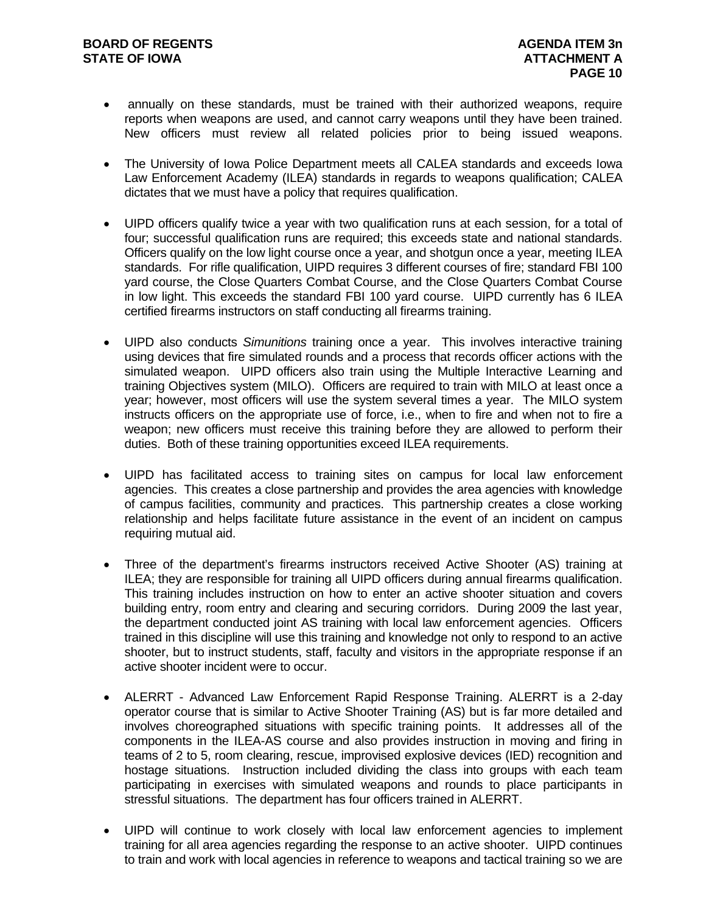- annually on these standards, must be trained with their authorized weapons, require reports when weapons are used, and cannot carry weapons until they have been trained. New officers must review all related policies prior to being issued weapons.

- The University of Iowa Police Department meets all CALEA standards and exceeds Iowa Law Enforcement Academy (ILEA) standards in regards to weapons qualification; CALEA dictates that we must have a policy that requires qualification.

- UIPD officers qualify twice a year with two qualification runs at each session, for a total of four; successful qualification runs are required; this exceeds state and national standards. Officers qualify on the low light course once a year, and shotgun once a year, meeting ILEA standards. For rifle qualification, UIPD requires 3 different courses of fire; standard FBI 100 yard course, the Close Quarters Combat Course, and the Close Quarters Combat Course in low light. This exceeds the standard FBI 100 yard course. UIPD currently has 6 ILEA certified firearms instructors on staff conducting all firearms training.

- UIPD also conducts *Simunitions* training once a year. This involves interactive training using devices that fire simulated rounds and a process that records officer actions with the simulated weapon. UIPD officers also train using the Multiple Interactive Learning and training Objectives system (MILO). Officers are required to train with MILO at least once a year; however, most officers will use the system several times a year. The MILO system instructs officers on the appropriate use of force, i.e., when to fire and when not to fire a weapon; new officers must receive this training before they are allowed to perform their duties. Both of these training opportunities exceed ILEA requirements.

- UIPD has facilitated access to training sites on campus for local law enforcement agencies. This creates a close partnership and provides the area agencies with knowledge of campus facilities, community and practices. This partnership creates a close working relationship and helps facilitate future assistance in the event of an incident on campus requiring mutual aid.

- Three of the department's firearms instructors received Active Shooter (AS) training at ILEA; they are responsible for training all UIPD officers during annual firearms qualification. This training includes instruction on how to enter an active shooter situation and covers building entry, room entry and clearing and securing corridors. During 2009 the last year, the department conducted joint AS training with local law enforcement agencies. Officers trained in this discipline will use this training and knowledge not only to respond to an active shooter, but to instruct students, staff, faculty and visitors in the appropriate response if an active shooter incident were to occur.

- ALERRT - Advanced Law Enforcement Rapid Response Training. ALERRT is a 2-day operator course that is similar to Active Shooter Training (AS) but is far more detailed and involves choreographed situations with specific training points. It addresses all of the components in the ILEA-AS course and also provides instruction in moving and firing in teams of 2 to 5, room clearing, rescue, improvised explosive devices (IED) recognition and hostage situations. Instruction included dividing the class into groups with each team participating in exercises with simulated weapons and rounds to place participants in stressful situations. The department has four officers trained in ALERRT.

- UIPD will continue to work closely with local law enforcement agencies to implement training for all area agencies regarding the response to an active shooter. UIPD continues to train and work with local agencies in reference to weapons and tactical training so we are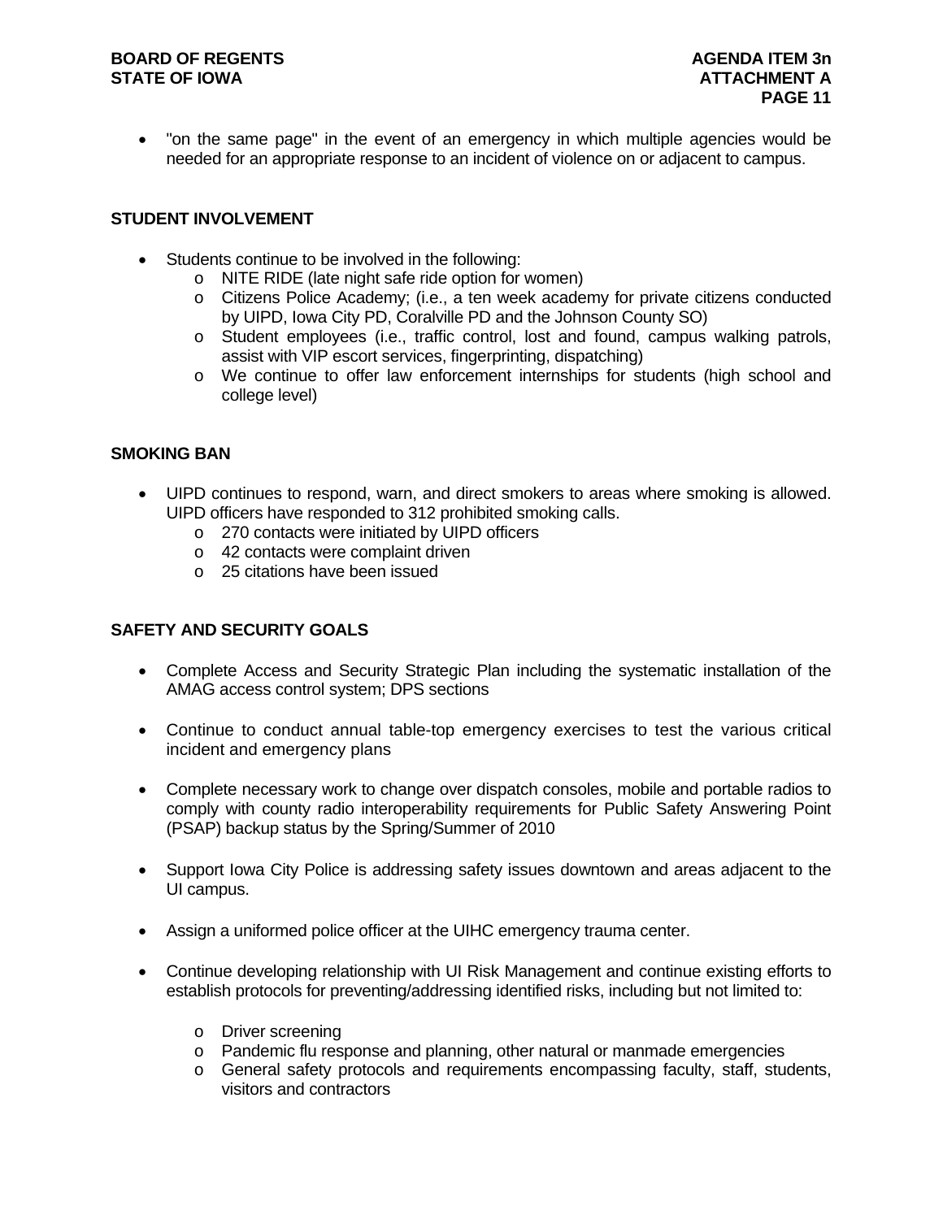- "on the same page" in the event of an emergency in which multiple agencies would be needed for an appropriate response to an incident of violence on or adjacent to campus.

**STUDENT INVOLVEMENT**

- Students continue to be involved in the following:
  - NITE RIDE (late night safe ride option for women)
  - Citizens Police Academy; (i.e., a ten week academy for private citizens conducted by UIPD, Iowa City PD, Coralville PD and the Johnson County SO)
  - Student employees (i.e., traffic control, lost and found, campus walking patrols, assist with VIP escort services, fingerprinting, dispatching)
  - We continue to offer law enforcement internships for students (high school and college level)

**SMOKING BAN**

- UIPD continues to respond, warn, and direct smokers to areas where smoking is allowed. UIPD officers have responded to 312 prohibited smoking calls.
  - 270 contacts were initiated by UIPD officers
  - 42 contacts were complaint driven
  - 25 citations have been issued

**SAFETY AND SECURITY GOALS**

- Complete Access and Security Strategic Plan including the systematic installation of the AMAG access control system; DPS sections

- Continue to conduct annual table-top emergency exercises to test the various critical incident and emergency plans

- Complete necessary work to change over dispatch consoles, mobile and portable radios to comply with county radio interoperability requirements for Public Safety Answering Point (PSAP) backup status by the Spring/Summer of 2010

- Support Iowa City Police is addressing safety issues downtown and areas adjacent to the UI campus.

- Assign a uniformed police officer at the UIHC emergency trauma center.

- Continue developing relationship with UI Risk Management and continue existing efforts to establish protocols for preventing/addressing identified risks, including but not limited to:
  - Driver screening
  - Pandemic flu response and planning, other natural or manmade emergencies
  - General safety protocols and requirements encompassing faculty, staff, students, visitors and contractors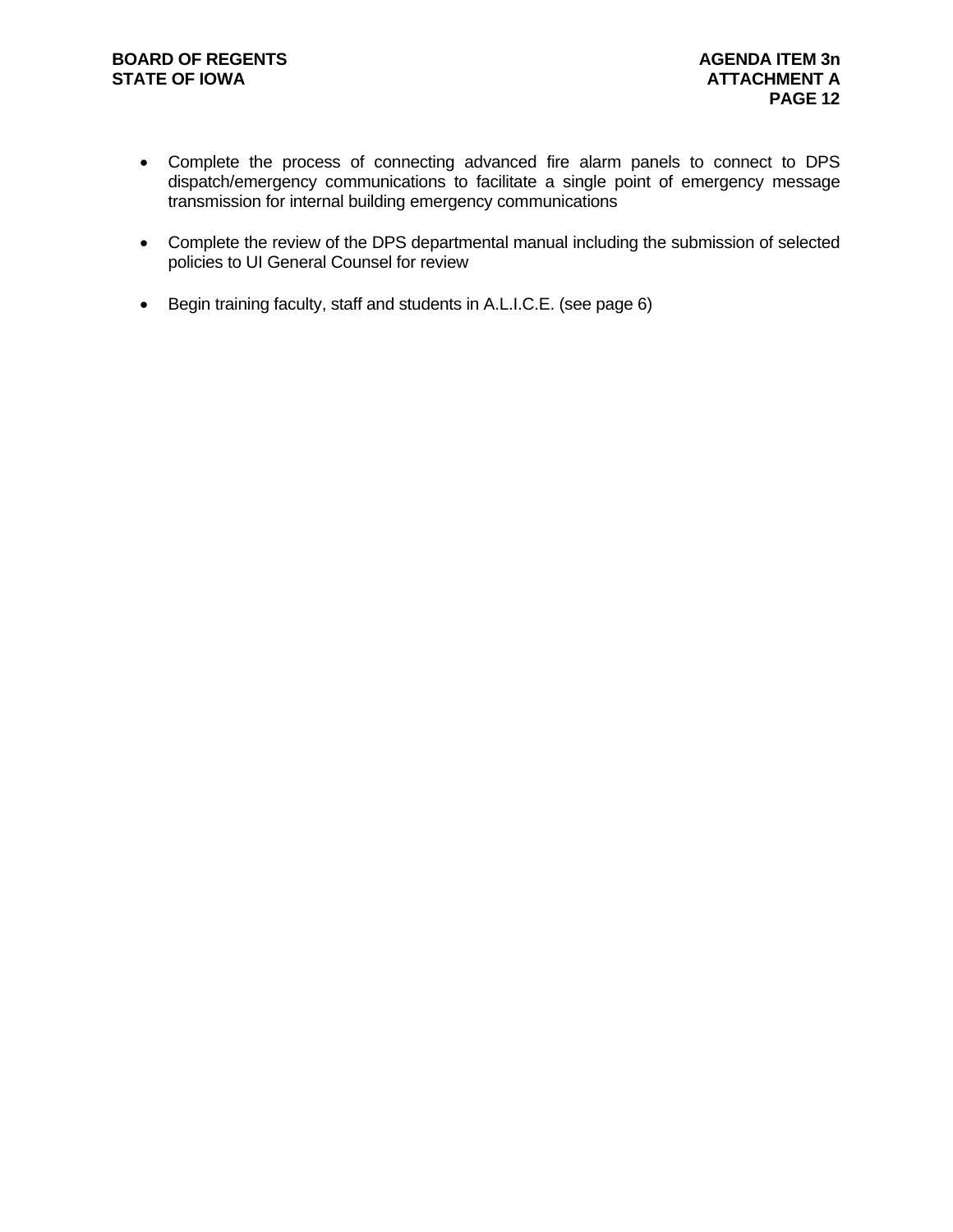- Complete the process of connecting advanced fire alarm panels to connect to DPS dispatch/emergency communications to facilitate a single point of emergency message transmission for internal building emergency communications

- Complete the review of the DPS departmental manual including the submission of selected policies to UI General Counsel for review

- Begin training faculty, staff and students in A.L.I.C.E. (see page 6)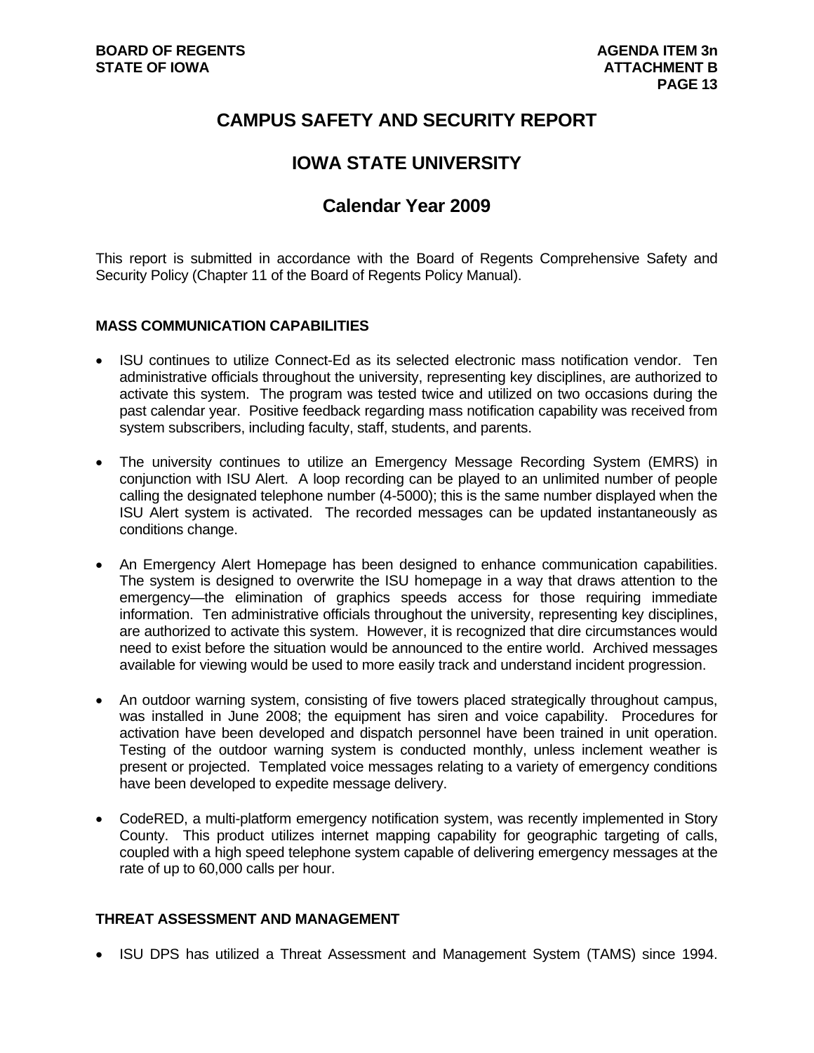# CAMPUS SAFETY AND SECURITY REPORT

# IOWA STATE UNIVERSITY

## Calendar Year 2009

This report is submitted in accordance with the Board of Regents Comprehensive Safety and Security Policy (Chapter 11 of the Board of Regents Policy Manual).

### MASS COMMUNICATION CAPABILITIES

- ISU continues to utilize Connect-Ed as its selected electronic mass notification vendor. Ten administrative officials throughout the university, representing key disciplines, are authorized to activate this system. The program was tested twice and utilized on two occasions during the past calendar year. Positive feedback regarding mass notification capability was received from system subscribers, including faculty, staff, students, and parents.

- The university continues to utilize an Emergency Message Recording System (EMRS) in conjunction with ISU Alert. A loop recording can be played to an unlimited number of people calling the designated telephone number (4-5000); this is the same number displayed when the ISU Alert system is activated. The recorded messages can be updated instantaneously as conditions change.

- An Emergency Alert Homepage has been designed to enhance communication capabilities. The system is designed to overwrite the ISU homepage in a way that draws attention to the emergency—the elimination of graphics speeds access for those requiring immediate information. Ten administrative officials throughout the university, representing key disciplines, are authorized to activate this system. However, it is recognized that dire circumstances would need to exist before the situation would be announced to the entire world. Archived messages available for viewing would be used to more easily track and understand incident progression.

- An outdoor warning system, consisting of five towers placed strategically throughout campus, was installed in June 2008; the equipment has siren and voice capability. Procedures for activation have been developed and dispatch personnel have been trained in unit operation. Testing of the outdoor warning system is conducted monthly, unless inclement weather is present or projected. Templated voice messages relating to a variety of emergency conditions have been developed to expedite message delivery.

- CodeRED, a multi-platform emergency notification system, was recently implemented in Story County. This product utilizes internet mapping capability for geographic targeting of calls, coupled with a high speed telephone system capable of delivering emergency messages at the rate of up to 60,000 calls per hour.

### THREAT ASSESSMENT AND MANAGEMENT

- ISU DPS has utilized a Threat Assessment and Management System (TAMS) since 1994.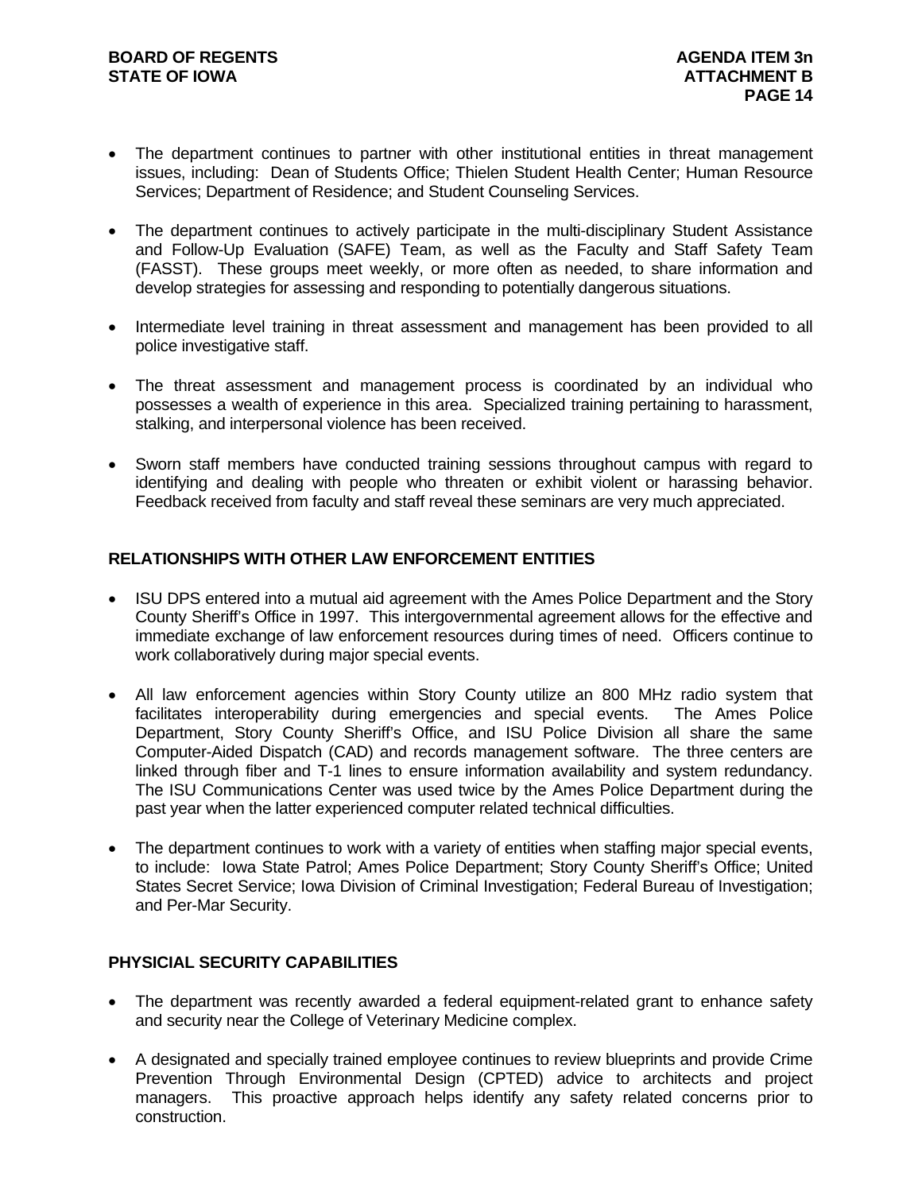- The department continues to partner with other institutional entities in threat management issues, including: Dean of Students Office; Thielen Student Health Center; Human Resource Services; Department of Residence; and Student Counseling Services.

- The department continues to actively participate in the multi-disciplinary Student Assistance and Follow-Up Evaluation (SAFE) Team, as well as the Faculty and Staff Safety Team (FASST). These groups meet weekly, or more often as needed, to share information and develop strategies for assessing and responding to potentially dangerous situations.

- Intermediate level training in threat assessment and management has been provided to all police investigative staff.

- The threat assessment and management process is coordinated by an individual who possesses a wealth of experience in this area. Specialized training pertaining to harassment, stalking, and interpersonal violence has been received.

- Sworn staff members have conducted training sessions throughout campus with regard to identifying and dealing with people who threaten or exhibit violent or harassing behavior. Feedback received from faculty and staff reveal these seminars are very much appreciated.

## RELATIONSHIPS WITH OTHER LAW ENFORCEMENT ENTITIES

- ISU DPS entered into a mutual aid agreement with the Ames Police Department and the Story County Sheriff's Office in 1997. This intergovernmental agreement allows for the effective and immediate exchange of law enforcement resources during times of need. Officers continue to work collaboratively during major special events.

- All law enforcement agencies within Story County utilize an 800 MHz radio system that facilitates interoperability during emergencies and special events. The Ames Police Department, Story County Sheriff's Office, and ISU Police Division all share the same Computer-Aided Dispatch (CAD) and records management software. The three centers are linked through fiber and T-1 lines to ensure information availability and system redundancy. The ISU Communications Center was used twice by the Ames Police Department during the past year when the latter experienced computer related technical difficulties.

- The department continues to work with a variety of entities when staffing major special events, to include: Iowa State Patrol; Ames Police Department; Story County Sheriff's Office; United States Secret Service; Iowa Division of Criminal Investigation; Federal Bureau of Investigation; and Per-Mar Security.

## PHYSICIAL SECURITY CAPABILITIES

- The department was recently awarded a federal equipment-related grant to enhance safety and security near the College of Veterinary Medicine complex.

- A designated and specially trained employee continues to review blueprints and provide Crime Prevention Through Environmental Design (CPTED) advice to architects and project managers. This proactive approach helps identify any safety related concerns prior to construction.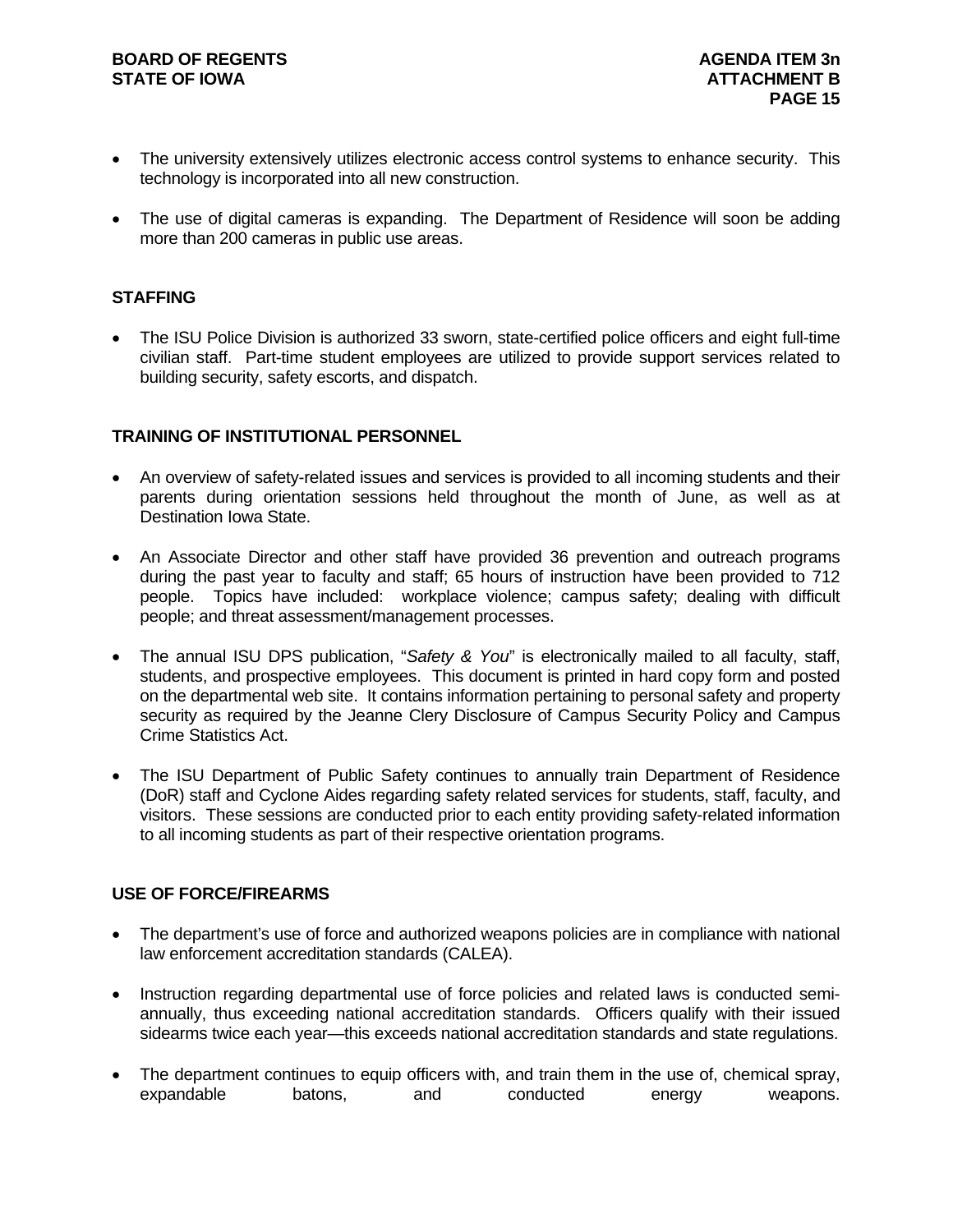- The university extensively utilizes electronic access control systems to enhance security. This technology is incorporated into all new construction.
- The use of digital cameras is expanding. The Department of Residence will soon be adding more than 200 cameras in public use areas.

## STAFFING

- The ISU Police Division is authorized 33 sworn, state-certified police officers and eight full-time civilian staff. Part-time student employees are utilized to provide support services related to building security, safety escorts, and dispatch.

## TRAINING OF INSTITUTIONAL PERSONNEL

- An overview of safety-related issues and services is provided to all incoming students and their parents during orientation sessions held throughout the month of June, as well as at Destination Iowa State.
- An Associate Director and other staff have provided 36 prevention and outreach programs during the past year to faculty and staff; 65 hours of instruction have been provided to 712 people. Topics have included: workplace violence; campus safety; dealing with difficult people; and threat assessment/management processes.
- The annual ISU DPS publication, "*Safety & You*" is electronically mailed to all faculty, staff, students, and prospective employees. This document is printed in hard copy form and posted on the departmental web site. It contains information pertaining to personal safety and property security as required by the Jeanne Clery Disclosure of Campus Security Policy and Campus Crime Statistics Act.
- The ISU Department of Public Safety continues to annually train Department of Residence (DoR) staff and Cyclone Aides regarding safety related services for students, staff, faculty, and visitors. These sessions are conducted prior to each entity providing safety-related information to all incoming students as part of their respective orientation programs.

## USE OF FORCE/FIREARMS

- The department's use of force and authorized weapons policies are in compliance with national law enforcement accreditation standards (CALEA).
- Instruction regarding departmental use of force policies and related laws is conducted semi-annually, thus exceeding national accreditation standards. Officers qualify with their issued sidearms twice each year—this exceeds national accreditation standards and state regulations.
- The department continues to equip officers with, and train them in the use of, chemical spray, expandable batons, and conducted energy weapons.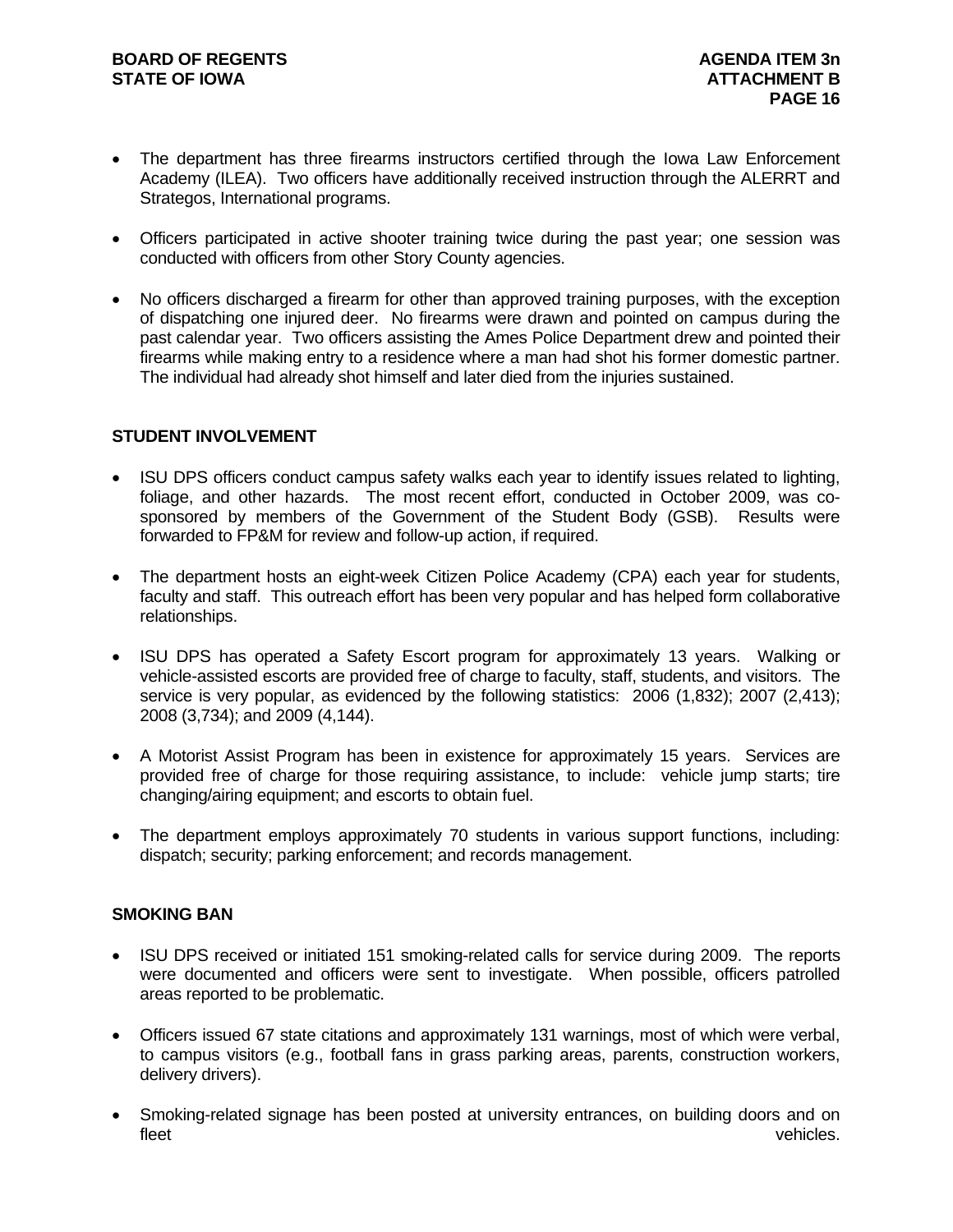- The department has three firearms instructors certified through the Iowa Law Enforcement Academy (ILEA). Two officers have additionally received instruction through the ALERRT and Strategos, International programs.
- Officers participated in active shooter training twice during the past year; one session was conducted with officers from other Story County agencies.
- No officers discharged a firearm for other than approved training purposes, with the exception of dispatching one injured deer. No firearms were drawn and pointed on campus during the past calendar year. Two officers assisting the Ames Police Department drew and pointed their firearms while making entry to a residence where a man had shot his former domestic partner. The individual had already shot himself and later died from the injuries sustained.

## STUDENT INVOLVEMENT

- ISU DPS officers conduct campus safety walks each year to identify issues related to lighting, foliage, and other hazards. The most recent effort, conducted in October 2009, was co-sponsored by members of the Government of the Student Body (GSB). Results were forwarded to FP&M for review and follow-up action, if required.
- The department hosts an eight-week Citizen Police Academy (CPA) each year for students, faculty and staff. This outreach effort has been very popular and has helped form collaborative relationships.
- ISU DPS has operated a Safety Escort program for approximately 13 years. Walking or vehicle-assisted escorts are provided free of charge to faculty, staff, students, and visitors. The service is very popular, as evidenced by the following statistics: 2006 (1,832); 2007 (2,413); 2008 (3,734); and 2009 (4,144).
- A Motorist Assist Program has been in existence for approximately 15 years. Services are provided free of charge for those requiring assistance, to include: vehicle jump starts; tire changing/airing equipment; and escorts to obtain fuel.
- The department employs approximately 70 students in various support functions, including: dispatch; security; parking enforcement; and records management.

## SMOKING BAN

- ISU DPS received or initiated 151 smoking-related calls for service during 2009. The reports were documented and officers were sent to investigate. When possible, officers patrolled areas reported to be problematic.
- Officers issued 67 state citations and approximately 131 warnings, most of which were verbal, to campus visitors (e.g., football fans in grass parking areas, parents, construction workers, delivery drivers).
- Smoking-related signage has been posted at university entrances, on building doors and on fleet vehicles.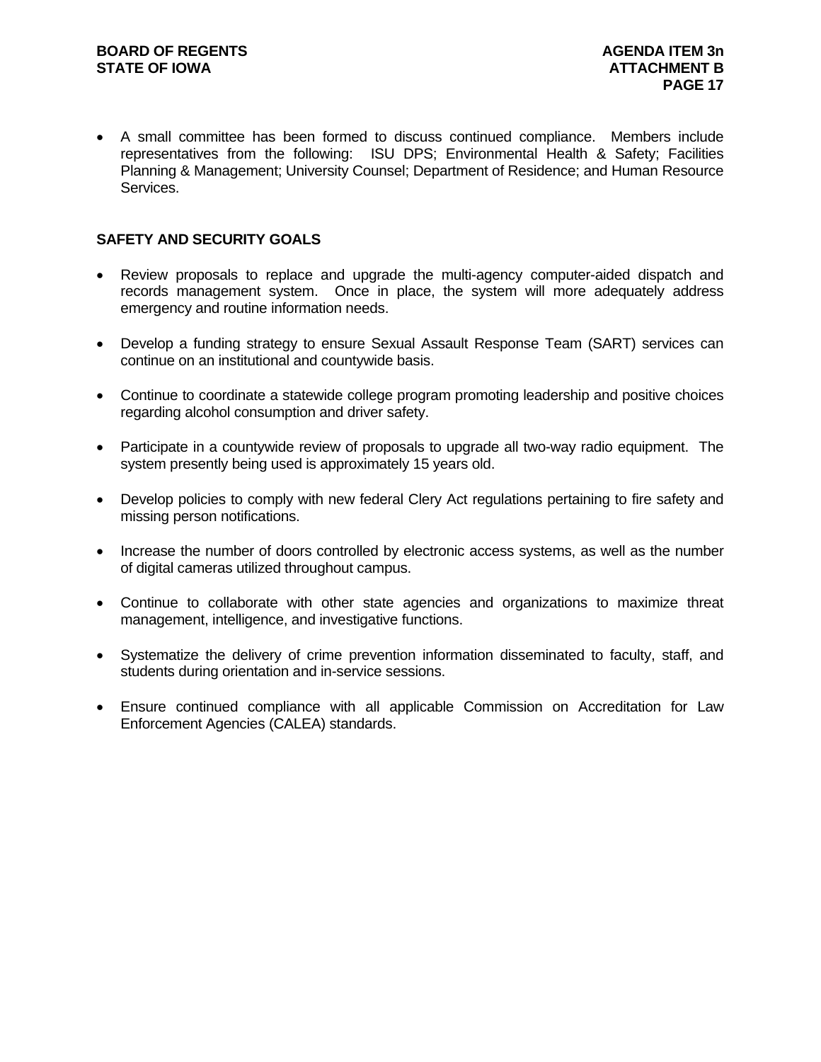- A small committee has been formed to discuss continued compliance. Members include representatives from the following: ISU DPS; Environmental Health & Safety; Facilities Planning & Management; University Counsel; Department of Residence; and Human Resource Services.

**SAFETY AND SECURITY GOALS**

- Review proposals to replace and upgrade the multi-agency computer-aided dispatch and records management system. Once in place, the system will more adequately address emergency and routine information needs.

- Develop a funding strategy to ensure Sexual Assault Response Team (SART) services can continue on an institutional and countywide basis.

- Continue to coordinate a statewide college program promoting leadership and positive choices regarding alcohol consumption and driver safety.

- Participate in a countywide review of proposals to upgrade all two-way radio equipment. The system presently being used is approximately 15 years old.

- Develop policies to comply with new federal Clery Act regulations pertaining to fire safety and missing person notifications.

- Increase the number of doors controlled by electronic access systems, as well as the number of digital cameras utilized throughout campus.

- Continue to collaborate with other state agencies and organizations to maximize threat management, intelligence, and investigative functions.

- Systematize the delivery of crime prevention information disseminated to faculty, staff, and students during orientation and in-service sessions.

- Ensure continued compliance with all applicable Commission on Accreditation for Law Enforcement Agencies (CALEA) standards.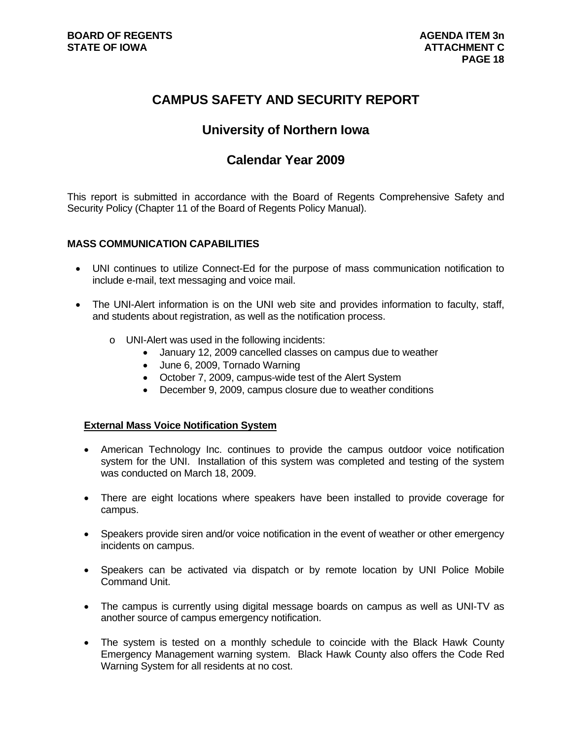# CAMPUS SAFETY AND SECURITY REPORT

## University of Northern Iowa

## Calendar Year 2009

This report is submitted in accordance with the Board of Regents Comprehensive Safety and Security Policy (Chapter 11 of the Board of Regents Policy Manual).

### MASS COMMUNICATION CAPABILITIES

- UNI continues to utilize Connect-Ed for the purpose of mass communication notification to include e-mail, text messaging and voice mail.
- The UNI-Alert information is on the UNI web site and provides information to faculty, staff, and students about registration, as well as the notification process.
  - UNI-Alert was used in the following incidents:
    - January 12, 2009 cancelled classes on campus due to weather
    - June 6, 2009, Tornado Warning
    - October 7, 2009, campus-wide test of the Alert System
    - December 9, 2009, campus closure due to weather conditions

#### External Mass Voice Notification System

- American Technology Inc. continues to provide the campus outdoor voice notification system for the UNI. Installation of this system was completed and testing of the system was conducted on March 18, 2009.
- There are eight locations where speakers have been installed to provide coverage for campus.
- Speakers provide siren and/or voice notification in the event of weather or other emergency incidents on campus.
- Speakers can be activated via dispatch or by remote location by UNI Police Mobile Command Unit.
- The campus is currently using digital message boards on campus as well as UNI-TV as another source of campus emergency notification.
- The system is tested on a monthly schedule to coincide with the Black Hawk County Emergency Management warning system. Black Hawk County also offers the Code Red Warning System for all residents at no cost.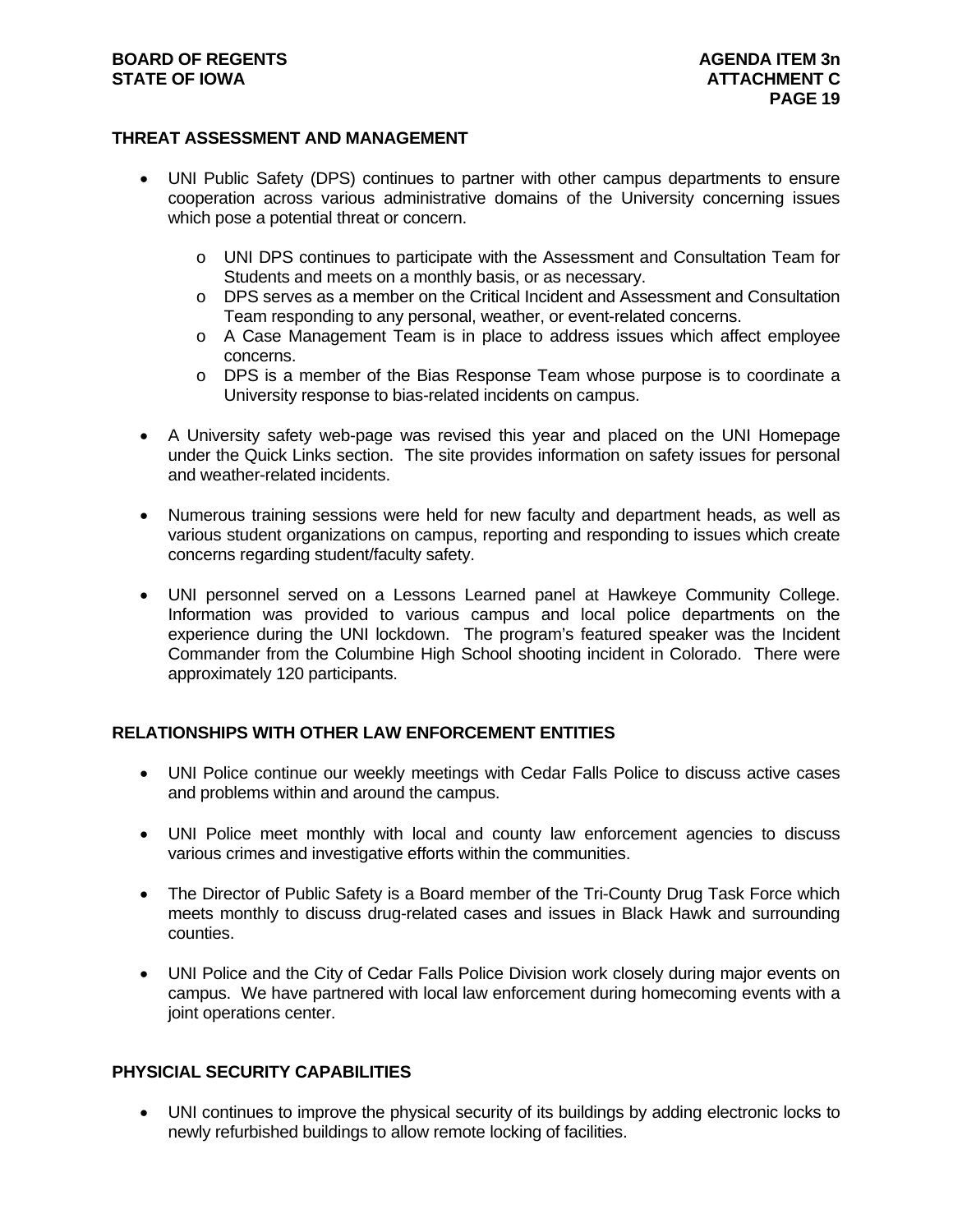## THREAT ASSESSMENT AND MANAGEMENT

- UNI Public Safety (DPS) continues to partner with other campus departments to ensure cooperation across various administrative domains of the University concerning issues which pose a potential threat or concern.
  - UNI DPS continues to participate with the Assessment and Consultation Team for Students and meets on a monthly basis, or as necessary.
  - DPS serves as a member on the Critical Incident and Assessment and Consultation Team responding to any personal, weather, or event-related concerns.
  - A Case Management Team is in place to address issues which affect employee concerns.
  - DPS is a member of the Bias Response Team whose purpose is to coordinate a University response to bias-related incidents on campus.
- A University safety web-page was revised this year and placed on the UNI Homepage under the Quick Links section. The site provides information on safety issues for personal and weather-related incidents.
- Numerous training sessions were held for new faculty and department heads, as well as various student organizations on campus, reporting and responding to issues which create concerns regarding student/faculty safety.
- UNI personnel served on a Lessons Learned panel at Hawkeye Community College. Information was provided to various campus and local police departments on the experience during the UNI lockdown. The program's featured speaker was the Incident Commander from the Columbine High School shooting incident in Colorado. There were approximately 120 participants.

## RELATIONSHIPS WITH OTHER LAW ENFORCEMENT ENTITIES

- UNI Police continue our weekly meetings with Cedar Falls Police to discuss active cases and problems within and around the campus.
- UNI Police meet monthly with local and county law enforcement agencies to discuss various crimes and investigative efforts within the communities.
- The Director of Public Safety is a Board member of the Tri-County Drug Task Force which meets monthly to discuss drug-related cases and issues in Black Hawk and surrounding counties.
- UNI Police and the City of Cedar Falls Police Division work closely during major events on campus. We have partnered with local law enforcement during homecoming events with a joint operations center.

## PHYSICIAL SECURITY CAPABILITIES

- UNI continues to improve the physical security of its buildings by adding electronic locks to newly refurbished buildings to allow remote locking of facilities.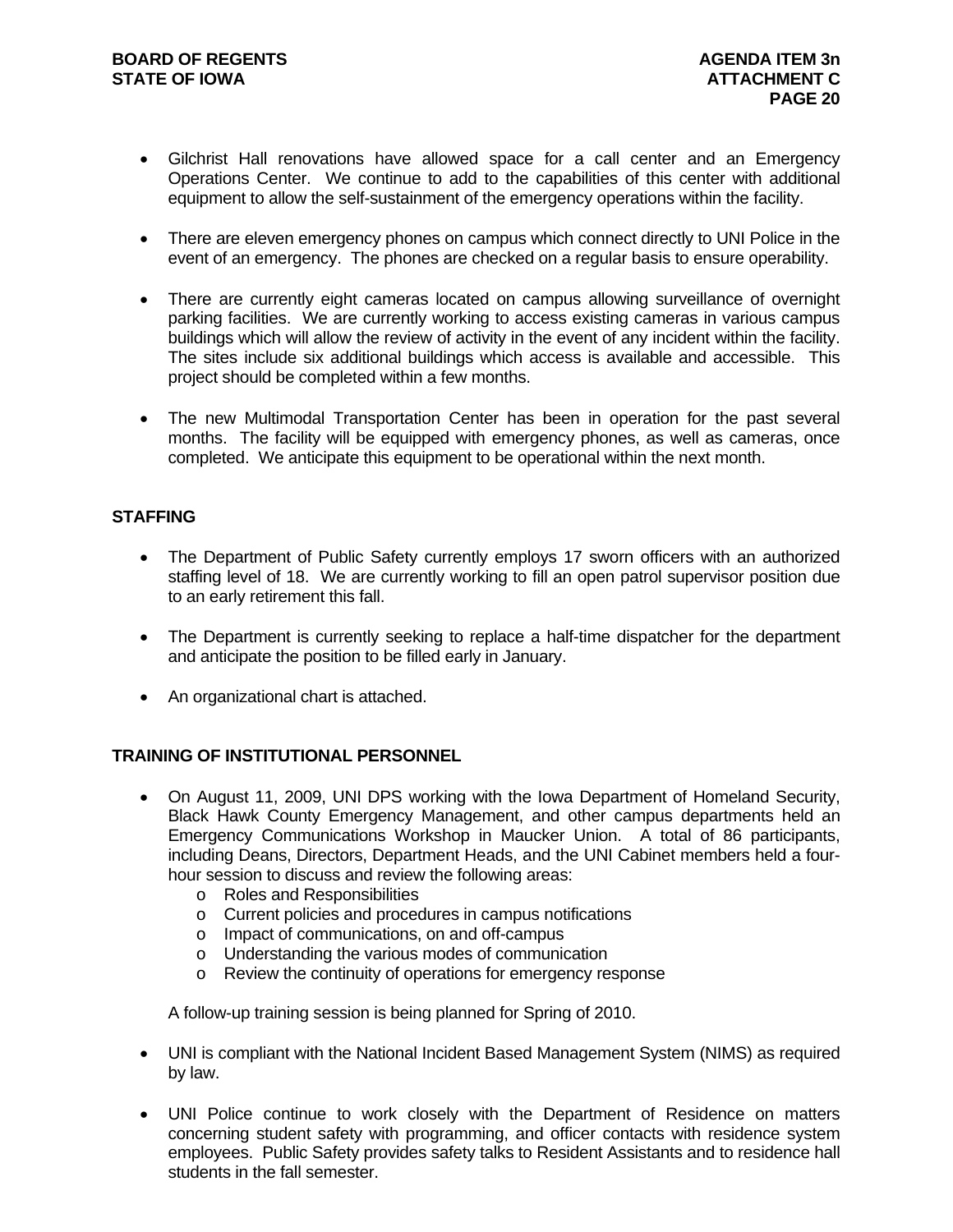- Gilchrist Hall renovations have allowed space for a call center and an Emergency Operations Center. We continue to add to the capabilities of this center with additional equipment to allow the self-sustainment of the emergency operations within the facility.

- There are eleven emergency phones on campus which connect directly to UNI Police in the event of an emergency. The phones are checked on a regular basis to ensure operability.

- There are currently eight cameras located on campus allowing surveillance of overnight parking facilities. We are currently working to access existing cameras in various campus buildings which will allow the review of activity in the event of any incident within the facility. The sites include six additional buildings which access is available and accessible. This project should be completed within a few months.

- The new Multimodal Transportation Center has been in operation for the past several months. The facility will be equipped with emergency phones, as well as cameras, once completed. We anticipate this equipment to be operational within the next month.

## STAFFING

- The Department of Public Safety currently employs 17 sworn officers with an authorized staffing level of 18. We are currently working to fill an open patrol supervisor position due to an early retirement this fall.

- The Department is currently seeking to replace a half-time dispatcher for the department and anticipate the position to be filled early in January.

- An organizational chart is attached.

## TRAINING OF INSTITUTIONAL PERSONNEL

- On August 11, 2009, UNI DPS working with the Iowa Department of Homeland Security, Black Hawk County Emergency Management, and other campus departments held an Emergency Communications Workshop in Maucker Union. A total of 86 participants, including Deans, Directors, Department Heads, and the UNI Cabinet members held a four-hour session to discuss and review the following areas:
  - Roles and Responsibilities
  - Current policies and procedures in campus notifications
  - Impact of communications, on and off-campus
  - Understanding the various modes of communication
  - Review the continuity of operations for emergency response

  A follow-up training session is being planned for Spring of 2010.

- UNI is compliant with the National Incident Based Management System (NIMS) as required by law.

- UNI Police continue to work closely with the Department of Residence on matters concerning student safety with programming, and officer contacts with residence system employees. Public Safety provides safety talks to Resident Assistants and to residence hall students in the fall semester.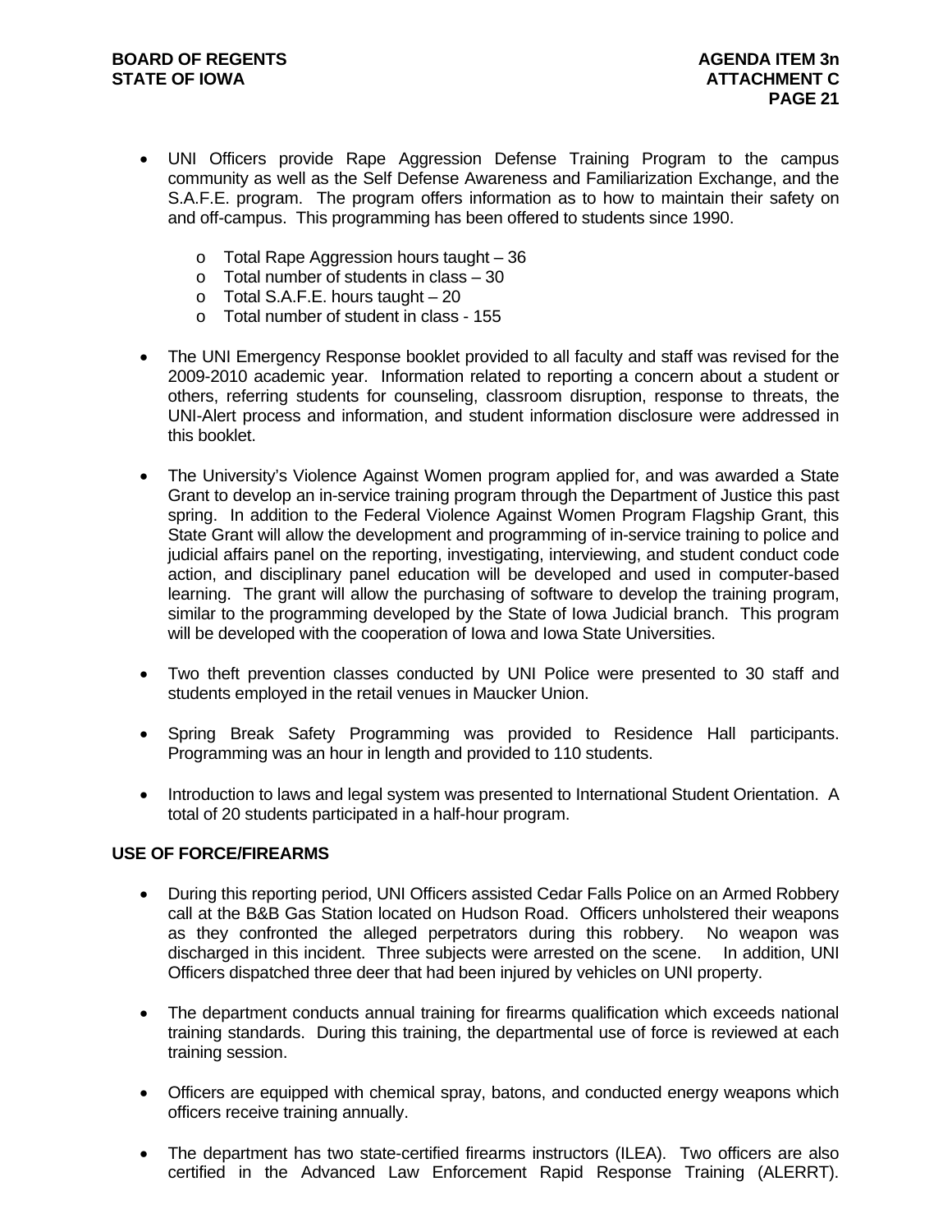- UNI Officers provide Rape Aggression Defense Training Program to the campus community as well as the Self Defense Awareness and Familiarization Exchange, and the S.A.F.E. program. The program offers information as to how to maintain their safety on and off-campus. This programming has been offered to students since 1990.
  - Total Rape Aggression hours taught – 36
  - Total number of students in class – 30
  - Total S.A.F.E. hours taught – 20
  - Total number of student in class - 155

- The UNI Emergency Response booklet provided to all faculty and staff was revised for the 2009-2010 academic year. Information related to reporting a concern about a student or others, referring students for counseling, classroom disruption, response to threats, the UNI-Alert process and information, and student information disclosure were addressed in this booklet.

- The University's Violence Against Women program applied for, and was awarded a State Grant to develop an in-service training program through the Department of Justice this past spring. In addition to the Federal Violence Against Women Program Flagship Grant, this State Grant will allow the development and programming of in-service training to police and judicial affairs panel on the reporting, investigating, interviewing, and student conduct code action, and disciplinary panel education will be developed and used in computer-based learning. The grant will allow the purchasing of software to develop the training program, similar to the programming developed by the State of Iowa Judicial branch. This program will be developed with the cooperation of Iowa and Iowa State Universities.

- Two theft prevention classes conducted by UNI Police were presented to 30 staff and students employed in the retail venues in Maucker Union.

- Spring Break Safety Programming was provided to Residence Hall participants. Programming was an hour in length and provided to 110 students.

- Introduction to laws and legal system was presented to International Student Orientation. A total of 20 students participated in a half-hour program.

**USE OF FORCE/FIREARMS**

- During this reporting period, UNI Officers assisted Cedar Falls Police on an Armed Robbery call at the B&B Gas Station located on Hudson Road. Officers unholstered their weapons as they confronted the alleged perpetrators during this robbery. No weapon was discharged in this incident. Three subjects were arrested on the scene. In addition, UNI Officers dispatched three deer that had been injured by vehicles on UNI property.

- The department conducts annual training for firearms qualification which exceeds national training standards. During this training, the departmental use of force is reviewed at each training session.

- Officers are equipped with chemical spray, batons, and conducted energy weapons which officers receive training annually.

- The department has two state-certified firearms instructors (ILEA). Two officers are also certified in the Advanced Law Enforcement Rapid Response Training (ALERRT).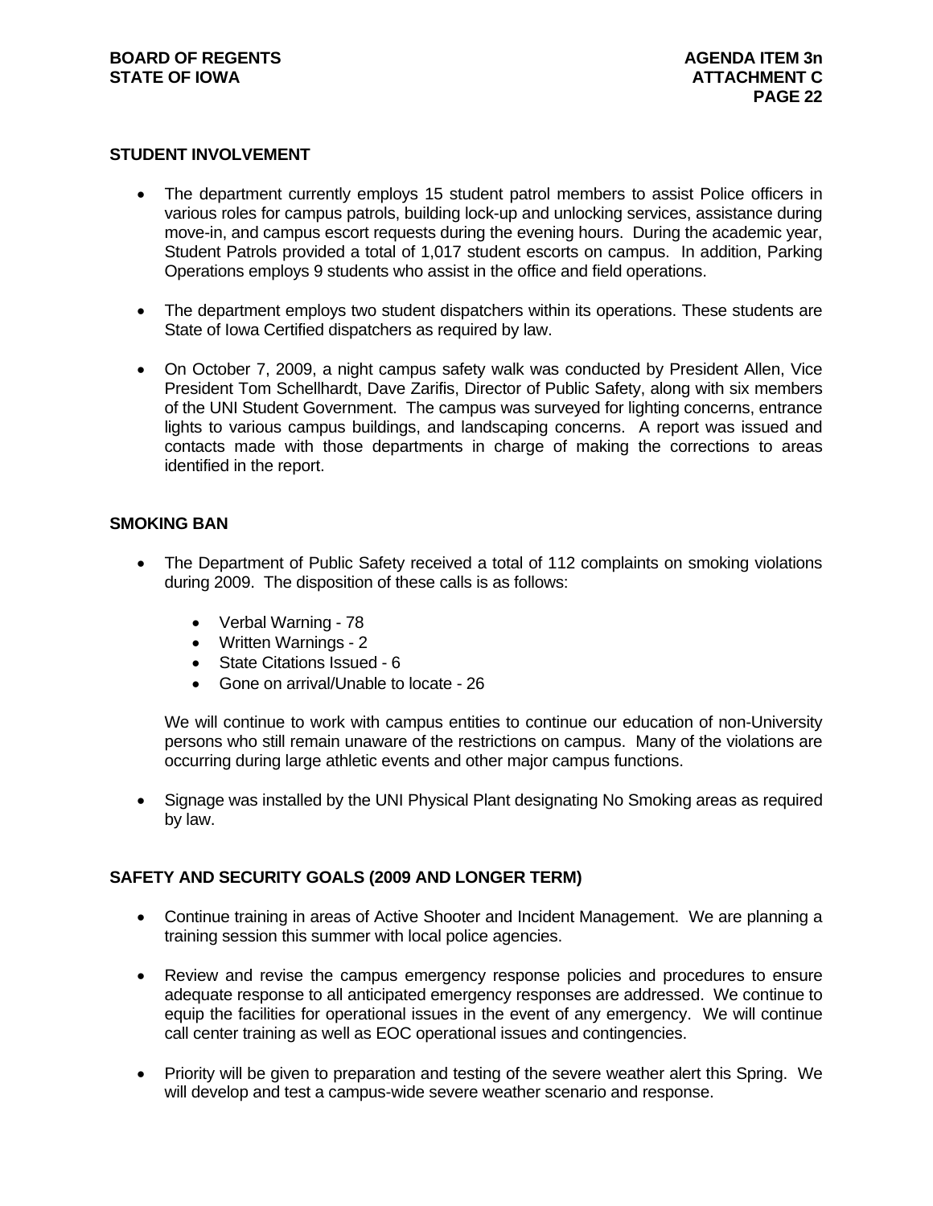## STUDENT INVOLVEMENT

- The department currently employs 15 student patrol members to assist Police officers in various roles for campus patrols, building lock-up and unlocking services, assistance during move-in, and campus escort requests during the evening hours. During the academic year, Student Patrols provided a total of 1,017 student escorts on campus. In addition, Parking Operations employs 9 students who assist in the office and field operations.
- The department employs two student dispatchers within its operations. These students are State of Iowa Certified dispatchers as required by law.
- On October 7, 2009, a night campus safety walk was conducted by President Allen, Vice President Tom Schellhardt, Dave Zarifis, Director of Public Safety, along with six members of the UNI Student Government. The campus was surveyed for lighting concerns, entrance lights to various campus buildings, and landscaping concerns. A report was issued and contacts made with those departments in charge of making the corrections to areas identified in the report.

## SMOKING BAN

- The Department of Public Safety received a total of 112 complaints on smoking violations during 2009. The disposition of these calls is as follows:
  - Verbal Warning - 78
  - Written Warnings - 2
  - State Citations Issued - 6
  - Gone on arrival/Unable to locate - 26

  We will continue to work with campus entities to continue our education of non-University persons who still remain unaware of the restrictions on campus. Many of the violations are occurring during large athletic events and other major campus functions.
- Signage was installed by the UNI Physical Plant designating No Smoking areas as required by law.

## SAFETY AND SECURITY GOALS (2009 AND LONGER TERM)

- Continue training in areas of Active Shooter and Incident Management. We are planning a training session this summer with local police agencies.
- Review and revise the campus emergency response policies and procedures to ensure adequate response to all anticipated emergency responses are addressed. We continue to equip the facilities for operational issues in the event of any emergency. We will continue call center training as well as EOC operational issues and contingencies.
- Priority will be given to preparation and testing of the severe weather alert this Spring. We will develop and test a campus-wide severe weather scenario and response.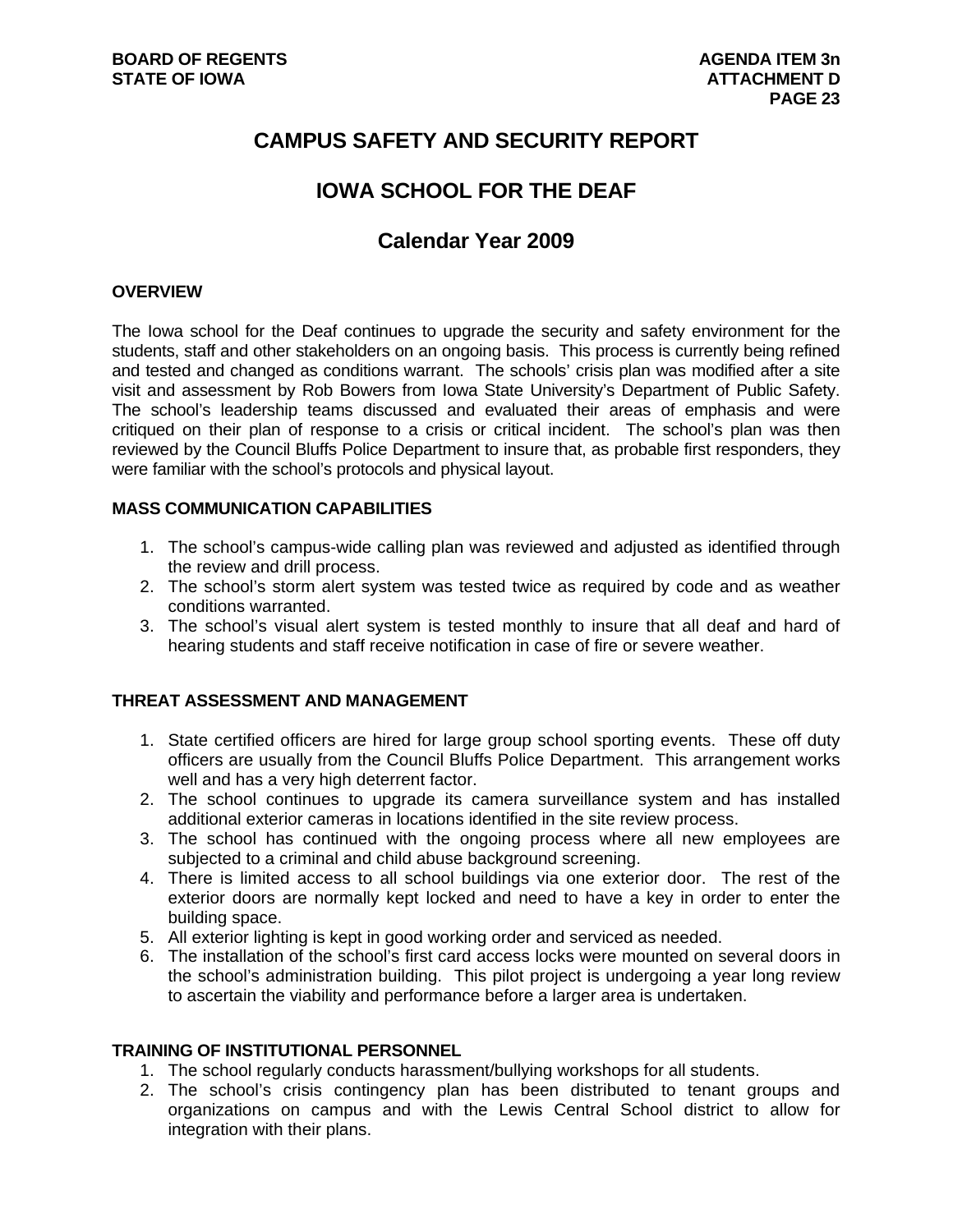# CAMPUS SAFETY AND SECURITY REPORT

## IOWA SCHOOL FOR THE DEAF

## Calendar Year 2009

### OVERVIEW

The Iowa school for the Deaf continues to upgrade the security and safety environment for the students, staff and other stakeholders on an ongoing basis. This process is currently being refined and tested and changed as conditions warrant. The schools' crisis plan was modified after a site visit and assessment by Rob Bowers from Iowa State University's Department of Public Safety. The school's leadership teams discussed and evaluated their areas of emphasis and were critiqued on their plan of response to a crisis or critical incident. The school's plan was then reviewed by the Council Bluffs Police Department to insure that, as probable first responders, they were familiar with the school's protocols and physical layout.

### MASS COMMUNICATION CAPABILITIES

1. The school's campus-wide calling plan was reviewed and adjusted as identified through the review and drill process.
2. The school's storm alert system was tested twice as required by code and as weather conditions warranted.
3. The school's visual alert system is tested monthly to insure that all deaf and hard of hearing students and staff receive notification in case of fire or severe weather.

### THREAT ASSESSMENT AND MANAGEMENT

1. State certified officers are hired for large group school sporting events. These off duty officers are usually from the Council Bluffs Police Department. This arrangement works well and has a very high deterrent factor.
2. The school continues to upgrade its camera surveillance system and has installed additional exterior cameras in locations identified in the site review process.
3. The school has continued with the ongoing process where all new employees are subjected to a criminal and child abuse background screening.
4. There is limited access to all school buildings via one exterior door. The rest of the exterior doors are normally kept locked and need to have a key in order to enter the building space.
5. All exterior lighting is kept in good working order and serviced as needed.
6. The installation of the school's first card access locks were mounted on several doors in the school's administration building. This pilot project is undergoing a year long review to ascertain the viability and performance before a larger area is undertaken.

### TRAINING OF INSTITUTIONAL PERSONNEL

1. The school regularly conducts harassment/bullying workshops for all students.
2. The school's crisis contingency plan has been distributed to tenant groups and organizations on campus and with the Lewis Central School district to allow for integration with their plans.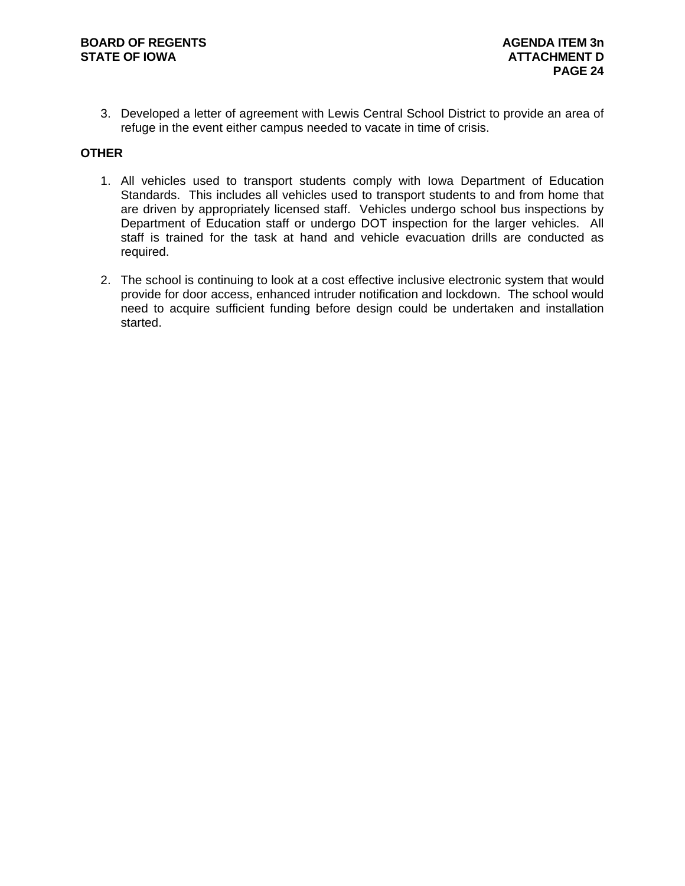3. Developed a letter of agreement with Lewis Central School District to provide an area of refuge in the event either campus needed to vacate in time of crisis.

**OTHER**

1. All vehicles used to transport students comply with Iowa Department of Education Standards. This includes all vehicles used to transport students to and from home that are driven by appropriately licensed staff. Vehicles undergo school bus inspections by Department of Education staff or undergo DOT inspection for the larger vehicles. All staff is trained for the task at hand and vehicle evacuation drills are conducted as required.

2. The school is continuing to look at a cost effective inclusive electronic system that would provide for door access, enhanced intruder notification and lockdown. The school would need to acquire sufficient funding before design could be undertaken and installation started.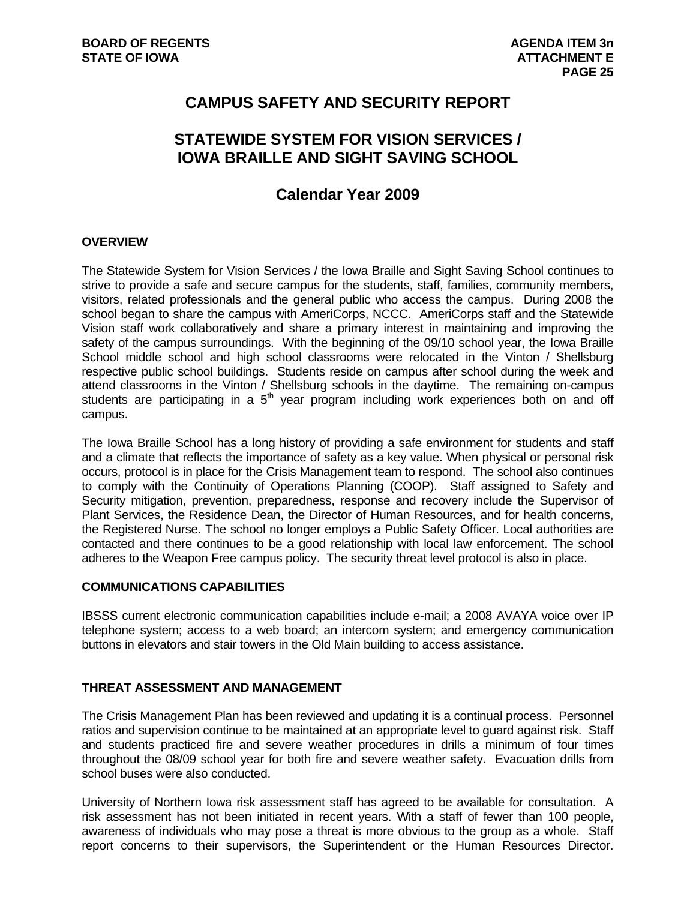# CAMPUS SAFETY AND SECURITY REPORT

## STATEWIDE SYSTEM FOR VISION SERVICES / IOWA BRAILLE AND SIGHT SAVING SCHOOL

## Calendar Year 2009

### OVERVIEW

The Statewide System for Vision Services / the Iowa Braille and Sight Saving School continues to strive to provide a safe and secure campus for the students, staff, families, community members, visitors, related professionals and the general public who access the campus. During 2008 the school began to share the campus with AmeriCorps, NCCC. AmeriCorps staff and the Statewide Vision staff work collaboratively and share a primary interest in maintaining and improving the safety of the campus surroundings. With the beginning of the 09/10 school year, the Iowa Braille School middle school and high school classrooms were relocated in the Vinton / Shellsburg respective public school buildings. Students reside on campus after school during the week and attend classrooms in the Vinton / Shellsburg schools in the daytime. The remaining on-campus students are participating in a 5th year program including work experiences both on and off campus.

The Iowa Braille School has a long history of providing a safe environment for students and staff and a climate that reflects the importance of safety as a key value. When physical or personal risk occurs, protocol is in place for the Crisis Management team to respond. The school also continues to comply with the Continuity of Operations Planning (COOP). Staff assigned to Safety and Security mitigation, prevention, preparedness, response and recovery include the Supervisor of Plant Services, the Residence Dean, the Director of Human Resources, and for health concerns, the Registered Nurse. The school no longer employs a Public Safety Officer. Local authorities are contacted and there continues to be a good relationship with local law enforcement. The school adheres to the Weapon Free campus policy. The security threat level protocol is also in place.

### COMMUNICATIONS CAPABILITIES

IBSSS current electronic communication capabilities include e-mail; a 2008 AVAYA voice over IP telephone system; access to a web board; an intercom system; and emergency communication buttons in elevators and stair towers in the Old Main building to access assistance.

### THREAT ASSESSMENT AND MANAGEMENT

The Crisis Management Plan has been reviewed and updating it is a continual process. Personnel ratios and supervision continue to be maintained at an appropriate level to guard against risk. Staff and students practiced fire and severe weather procedures in drills a minimum of four times throughout the 08/09 school year for both fire and severe weather safety. Evacuation drills from school buses were also conducted.

University of Northern Iowa risk assessment staff has agreed to be available for consultation. A risk assessment has not been initiated in recent years. With a staff of fewer than 100 people, awareness of individuals who may pose a threat is more obvious to the group as a whole. Staff report concerns to their supervisors, the Superintendent or the Human Resources Director.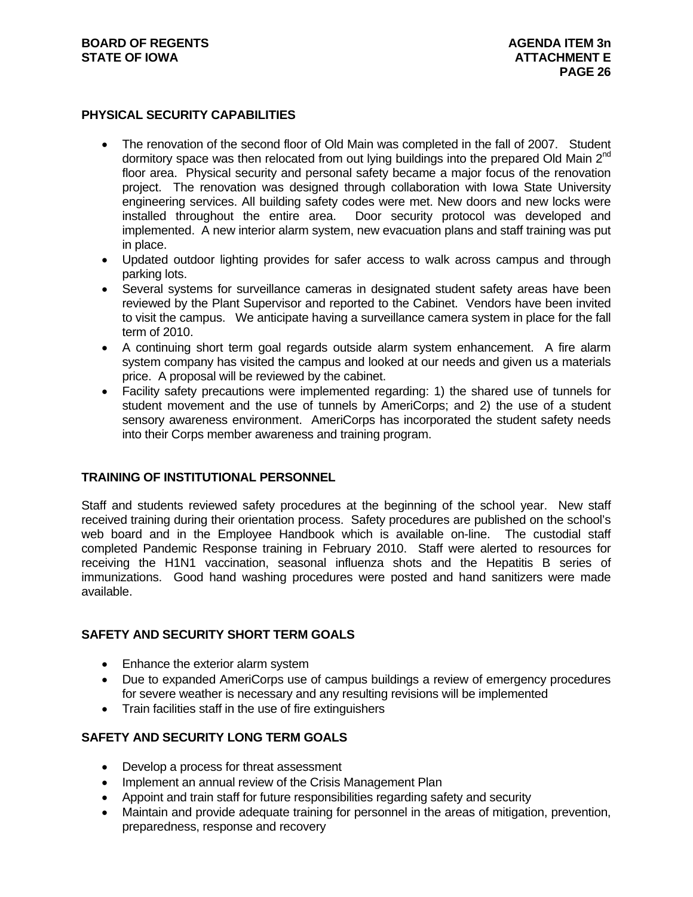## PHYSICAL SECURITY CAPABILITIES

- The renovation of the second floor of Old Main was completed in the fall of 2007. Student dormitory space was then relocated from out lying buildings into the prepared Old Main 2nd floor area. Physical security and personal safety became a major focus of the renovation project. The renovation was designed through collaboration with Iowa State University engineering services. All building safety codes were met. New doors and new locks were installed throughout the entire area. Door security protocol was developed and implemented. A new interior alarm system, new evacuation plans and staff training was put in place.
- Updated outdoor lighting provides for safer access to walk across campus and through parking lots.
- Several systems for surveillance cameras in designated student safety areas have been reviewed by the Plant Supervisor and reported to the Cabinet. Vendors have been invited to visit the campus. We anticipate having a surveillance camera system in place for the fall term of 2010.
- A continuing short term goal regards outside alarm system enhancement. A fire alarm system company has visited the campus and looked at our needs and given us a materials price. A proposal will be reviewed by the cabinet.
- Facility safety precautions were implemented regarding: 1) the shared use of tunnels for student movement and the use of tunnels by AmeriCorps; and 2) the use of a student sensory awareness environment. AmeriCorps has incorporated the student safety needs into their Corps member awareness and training program.

## TRAINING OF INSTITUTIONAL PERSONNEL

Staff and students reviewed safety procedures at the beginning of the school year. New staff received training during their orientation process. Safety procedures are published on the school's web board and in the Employee Handbook which is available on-line. The custodial staff completed Pandemic Response training in February 2010. Staff were alerted to resources for receiving the H1N1 vaccination, seasonal influenza shots and the Hepatitis B series of immunizations. Good hand washing procedures were posted and hand sanitizers were made available.

## SAFETY AND SECURITY SHORT TERM GOALS

- Enhance the exterior alarm system
- Due to expanded AmeriCorps use of campus buildings a review of emergency procedures for severe weather is necessary and any resulting revisions will be implemented
- Train facilities staff in the use of fire extinguishers

## SAFETY AND SECURITY LONG TERM GOALS

- Develop a process for threat assessment
- Implement an annual review of the Crisis Management Plan
- Appoint and train staff for future responsibilities regarding safety and security
- Maintain and provide adequate training for personnel in the areas of mitigation, prevention, preparedness, response and recovery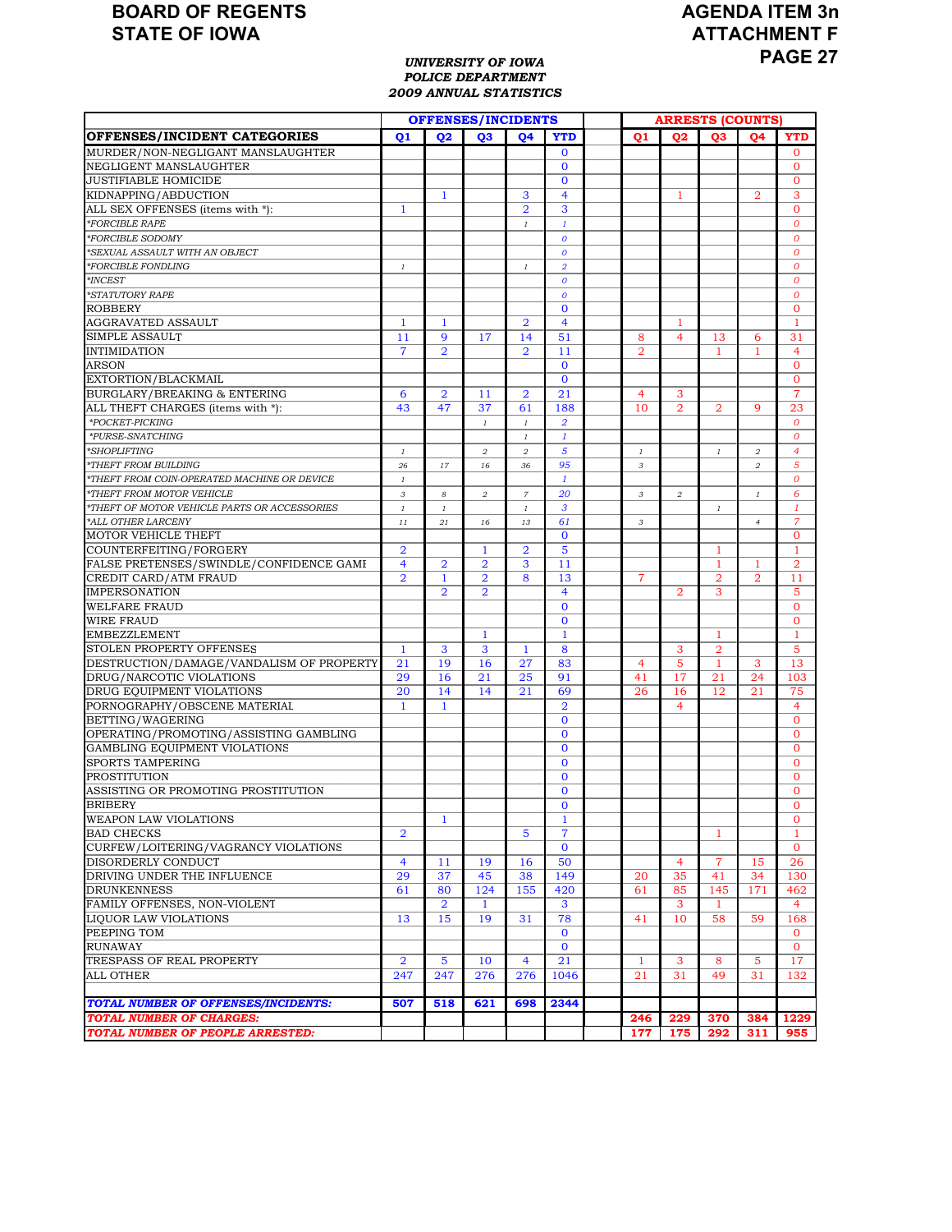# BOARD OF REGENTS
# STATE OF IOWA

# AGENDA ITEM 3n
# ATTACHMENT F
# PAGE 27

***UNIVERSITY OF IOWA***
***POLICE DEPARTMENT***
***2009 ANNUAL STATISTICS***

| | OFFENSES/INCIDENTS | | | | | | ARRESTS (COUNTS) | | | | |
|---|---|---|---|---|---|---|---|---|---|---|---|
| **OFFENSES/INCIDENT CATEGORIES** | **Q1** | **Q2** | **Q3** | **Q4** | **YTD** | | **Q1** | **Q2** | **Q3** | **Q4** | **YTD** |
| MURDER/NON-NEGLIGANT MANSLAUGHTER | | | | | 0 | | | | | | 0 |
| NEGLIGENT MANSLAUGHTER | | | | | 0 | | | | | | 0 |
| JUSTIFIABLE HOMICIDE | | | | | 0 | | | | | | 0 |
| KIDNAPPING/ABDUCTION | | 1 | | 3 | 4 | | | 1 | | 2 | 3 |
| ALL SEX OFFENSES (items with *): | 1 | | | 2 | 3 | | | | | | 0 |
| *\*FORCIBLE RAPE* | | | | 1 | 1 | | | | | | 0 |
| *\*FORCIBLE SODOMY* | | | | | 0 | | | | | | 0 |
| *\*SEXUAL ASSAULT WITH AN OBJECT* | | | | | 0 | | | | | | 0 |
| *\*FORCIBLE FONDLING* | 1 | | | 1 | 2 | | | | | | 0 |
| *\*INCEST* | | | | | 0 | | | | | | 0 |
| *\*STATUTORY RAPE* | | | | | 0 | | | | | | 0 |
| ROBBERY | | | | | 0 | | | | | | 0 |
| AGGRAVATED ASSAULT | 1 | 1 | | 2 | 4 | | | 1 | | | 1 |
| SIMPLE ASSAULT | 11 | 9 | 17 | 14 | 51 | | 8 | 4 | 13 | 6 | 31 |
| INTIMIDATION | 7 | 2 | | 2 | 11 | | 2 | | 1 | 1 | 4 |
| ARSON | | | | | 0 | | | | | | 0 |
| EXTORTION/BLACKMAIL | | | | | 0 | | | | | | 0 |
| BURGLARY/BREAKING & ENTERING | 6 | 2 | 11 | 2 | 21 | | 4 | 3 | | | 7 |
| ALL THEFT CHARGES (items with *): | 43 | 47 | 37 | 61 | 188 | | 10 | 2 | 2 | 9 | 23 |
| *\*POCKET-PICKING* | | | 1 | 1 | 2 | | | | | | 0 |
| *\*PURSE-SNATCHING* | | | | 1 | 1 | | | | | | 0 |
| *\*SHOPLIFTING* | 1 | | 2 | 2 | 5 | | 1 | | 1 | 2 | 4 |
| *\*THEFT FROM BUILDING* | 26 | 17 | 16 | 36 | 95 | | 3 | | | 2 | 5 |
| *\*THEFT FROM COIN-OPERATED MACHINE OR DEVICE* | 1 | | | | 1 | | | | | | 0 |
| *\*THEFT FROM MOTOR VEHICLE* | 3 | 8 | 2 | 7 | 20 | | 3 | 2 | | 1 | 6 |
| *\*THEFT OF MOTOR VEHICLE PARTS OR ACCESSORIES* | 1 | 1 | | 1 | 3 | | | | 1 | | 1 |
| *\*ALL OTHER LARCENY* | 11 | 21 | 16 | 13 | 61 | | 3 | | | 4 | 7 |
| MOTOR VEHICLE THEFT | | | | | 0 | | | | | | 0 |
| COUNTERFEITING/FORGERY | 2 | | 1 | 2 | 5 | | | | 1 | | 1 |
| FALSE PRETENSES/SWINDLE/CONFIDENCE GAME | 4 | 2 | 2 | 3 | 11 | | | | 1 | 1 | 2 |
| CREDIT CARD/ATM FRAUD | 2 | 1 | 2 | 8 | 13 | | 7 | | 2 | 2 | 11 |
| IMPERSONATION | | 2 | 2 | | 4 | | | 2 | 3 | | 5 |
| WELFARE FRAUD | | | | | 0 | | | | | | 0 |
| WIRE FRAUD | | | | | 0 | | | | | | 0 |
| EMBEZZLEMENT | | | 1 | | 1 | | | | 1 | | 1 |
| STOLEN PROPERTY OFFENSES | 1 | 3 | 3 | 1 | 8 | | | 3 | 2 | | 5 |
| DESTRUCTION/DAMAGE/VANDALISM OF PROPERTY | 21 | 19 | 16 | 27 | 83 | | 4 | 5 | 1 | 3 | 13 |
| DRUG/NARCOTIC VIOLATIONS | 29 | 16 | 21 | 25 | 91 | | 41 | 17 | 21 | 24 | 103 |
| DRUG EQUIPMENT VIOLATIONS | 20 | 14 | 14 | 21 | 69 | | 26 | 16 | 12 | 21 | 75 |
| PORNOGRAPHY/OBSCENE MATERIAL | 1 | 1 | | | 2 | | | 4 | | | 4 |
| BETTING/WAGERING | | | | | 0 | | | | | | 0 |
| OPERATING/PROMOTING/ASSISTING GAMBLING | | | | | 0 | | | | | | 0 |
| GAMBLING EQUIPMENT VIOLATIONS | | | | | 0 | | | | | | 0 |
| SPORTS TAMPERING | | | | | 0 | | | | | | 0 |
| PROSTITUTION | | | | | 0 | | | | | | 0 |
| ASSISTING OR PROMOTING PROSTITUTION | | | | | 0 | | | | | | 0 |
| BRIBERY | | | | | 0 | | | | | | 0 |
| WEAPON LAW VIOLATIONS | | 1 | | | 1 | | | | | | 0 |
| BAD CHECKS | 2 | | | 5 | 7 | | | | 1 | | 1 |
| CURFEW/LOITERING/VAGRANCY VIOLATIONS | | | | | 0 | | | | | | 0 |
| DISORDERLY CONDUCT | 4 | 11 | 19 | 16 | 50 | | | 4 | 7 | 15 | 26 |
| DRIVING UNDER THE INFLUENCE | 29 | 37 | 45 | 38 | 149 | | 20 | 35 | 41 | 34 | 130 |
| DRUNKENNESS | 61 | 80 | 124 | 155 | 420 | | 61 | 85 | 145 | 171 | 462 |
| FAMILY OFFENSES, NON-VIOLENT | | 2 | 1 | | 3 | | | 3 | 1 | | 4 |
| LIQUOR LAW VIOLATIONS | 13 | 15 | 19 | 31 | 78 | | 41 | 10 | 58 | 59 | 168 |
| PEEPING TOM | | | | | 0 | | | | | | 0 |
| RUNAWAY | | | | | 0 | | | | | | 0 |
| TRESPASS OF REAL PROPERTY | 2 | 5 | 10 | 4 | 21 | | 1 | 3 | 8 | 5 | 17 |
| ALL OTHER | 247 | 247 | 276 | 276 | 1046 | | 21 | 31 | 49 | 31 | 132 |
| ***TOTAL NUMBER OF OFFENSES/INCIDENTS:*** | **507** | **518** | **621** | **698** | **2344** | | | | | | |
| ***TOTAL NUMBER OF CHARGES:*** | | | | | | | **246** | **229** | **370** | **384** | **1229** |
| ***TOTAL NUMBER OF PEOPLE ARRESTED:*** | | | | | | | **177** | **175** | **292** | **311** | **955** |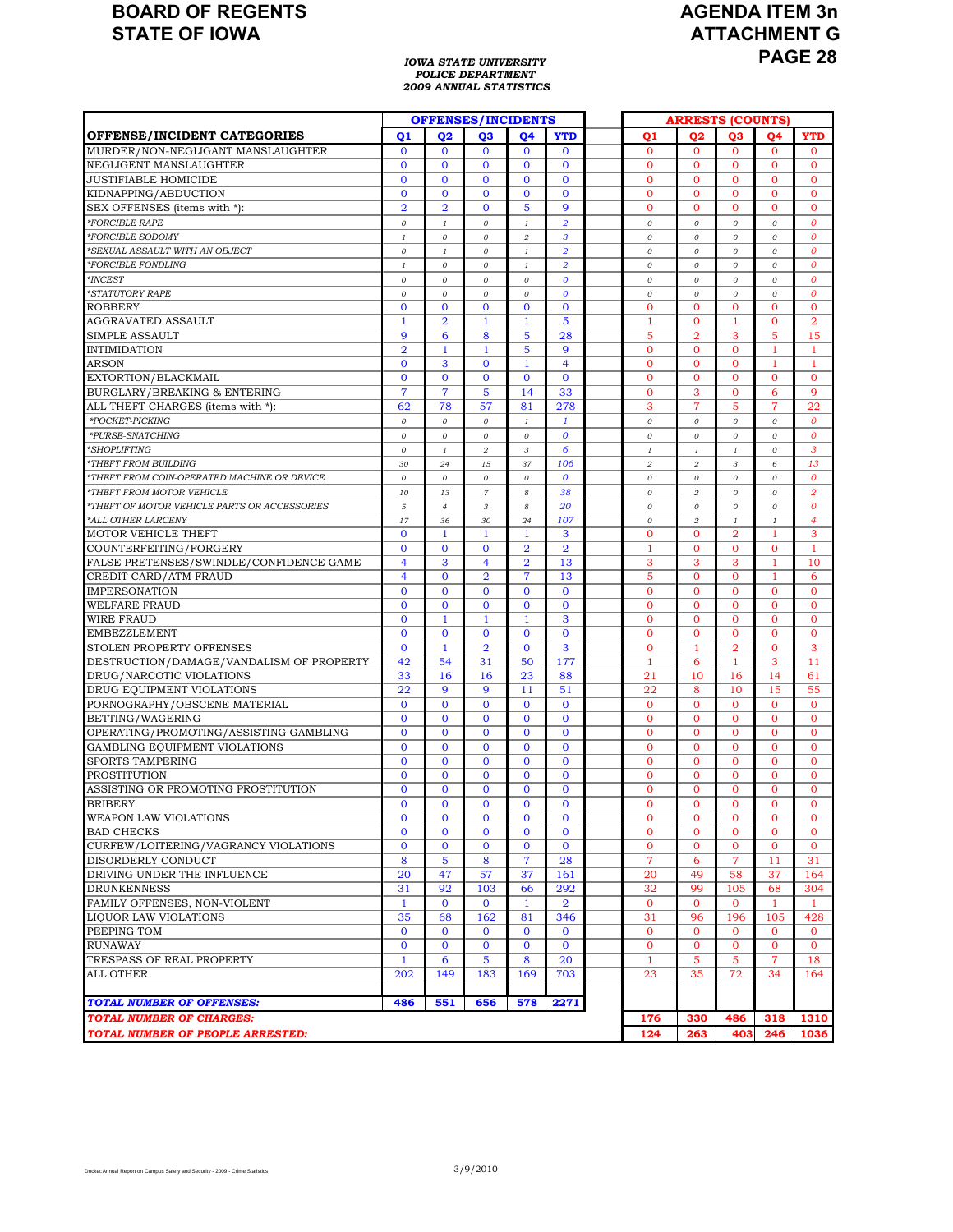# BOARD OF REGENTS STATE OF IOWA

# AGENDA ITEM 3n ATTACHMENT G

***IOWA STATE UNIVERSITY POLICE DEPARTMENT 2009 ANNUAL STATISTICS***

| | OFFENSES/INCIDENTS | | | | | | ARRESTS (COUNTS) | | | | |
|---|---|---|---|---|---|---|---|---|---|---|---|
| **OFFENSE/INCIDENT CATEGORIES** | **Q1** | **Q2** | **Q3** | **Q4** | **YTD** | | **Q1** | **Q2** | **Q3** | **Q4** | **YTD** |
| MURDER/NON-NEGLIGANT MANSLAUGHTER | 0 | 0 | 0 | 0 | 0 | | 0 | 0 | 0 | 0 | 0 |
| NEGLIGENT MANSLAUGHTER | 0 | 0 | 0 | 0 | 0 | | 0 | 0 | 0 | 0 | 0 |
| JUSTIFIABLE HOMICIDE | 0 | 0 | 0 | 0 | 0 | | 0 | 0 | 0 | 0 | 0 |
| KIDNAPPING/ABDUCTION | 0 | 0 | 0 | 0 | 0 | | 0 | 0 | 0 | 0 | 0 |
| SEX OFFENSES (items with *): | 2 | 2 | 0 | 5 | 9 | | 0 | 0 | 0 | 0 | 0 |
| *\*FORCIBLE RAPE* | 0 | 1 | 0 | 1 | 2 | | 0 | 0 | 0 | 0 | 0 |
| *\*FORCIBLE SODOMY* | 1 | 0 | 0 | 2 | 3 | | 0 | 0 | 0 | 0 | 0 |
| *\*SEXUAL ASSAULT WITH AN OBJECT* | 0 | 1 | 0 | 1 | 2 | | 0 | 0 | 0 | 0 | 0 |
| *\*FORCIBLE FONDLING* | 1 | 0 | 0 | 1 | 2 | | 0 | 0 | 0 | 0 | 0 |
| *\*INCEST* | 0 | 0 | 0 | 0 | 0 | | 0 | 0 | 0 | 0 | 0 |
| *\*STATUTORY RAPE* | 0 | 0 | 0 | 0 | 0 | | 0 | 0 | 0 | 0 | 0 |
| ROBBERY | 0 | 0 | 0 | 0 | 0 | | 0 | 0 | 0 | 0 | 0 |
| AGGRAVATED ASSAULT | 1 | 2 | 1 | 1 | 5 | | 1 | 0 | 1 | 0 | 2 |
| SIMPLE ASSAULT | 9 | 6 | 8 | 5 | 28 | | 5 | 2 | 3 | 5 | 15 |
| INTIMIDATION | 2 | 1 | 1 | 5 | 9 | | 0 | 0 | 0 | 1 | 1 |
| ARSON | 0 | 3 | 0 | 1 | 4 | | 0 | 0 | 0 | 1 | 1 |
| EXTORTION/BLACKMAIL | 0 | 0 | 0 | 0 | 0 | | 0 | 0 | 0 | 0 | 0 |
| BURGLARY/BREAKING & ENTERING | 7 | 7 | 5 | 14 | 33 | | 0 | 3 | 0 | 6 | 9 |
| ALL THEFT CHARGES (items with *): | 62 | 78 | 57 | 81 | 278 | | 3 | 7 | 5 | 7 | 22 |
| *\*POCKET-PICKING* | 0 | 0 | 0 | 1 | 1 | | 0 | 0 | 0 | 0 | 0 |
| *\*PURSE-SNATCHING* | 0 | 0 | 0 | 0 | 0 | | 0 | 0 | 0 | 0 | 0 |
| *\*SHOPLIFTING* | 0 | 1 | 2 | 3 | 6 | | 1 | 1 | 1 | 0 | 3 |
| *\*THEFT FROM BUILDING* | 30 | 24 | 15 | 37 | 106 | | 2 | 2 | 3 | 6 | 13 |
| *\*THEFT FROM COIN-OPERATED MACHINE OR DEVICE* | 0 | 0 | 0 | 0 | 0 | | 0 | 0 | 0 | 0 | 0 |
| *\*THEFT FROM MOTOR VEHICLE* | 10 | 13 | 7 | 8 | 38 | | 0 | 2 | 0 | 0 | 2 |
| *\*THEFT OF MOTOR VEHICLE PARTS OR ACCESSORIES* | 5 | 4 | 3 | 8 | 20 | | 0 | 0 | 0 | 0 | 0 |
| *\*ALL OTHER LARCENY* | 17 | 36 | 30 | 24 | 107 | | 0 | 2 | 1 | 1 | 4 |
| MOTOR VEHICLE THEFT | 0 | 1 | 1 | 1 | 3 | | 0 | 0 | 2 | 1 | 3 |
| COUNTERFEITING/FORGERY | 0 | 0 | 0 | 2 | 2 | | 1 | 0 | 0 | 0 | 1 |
| FALSE PRETENSES/SWINDLE/CONFIDENCE GAME | 4 | 3 | 4 | 2 | 13 | | 3 | 3 | 3 | 1 | 10 |
| CREDIT CARD/ATM FRAUD | 4 | 0 | 2 | 7 | 13 | | 5 | 0 | 0 | 1 | 6 |
| IMPERSONATION | 0 | 0 | 0 | 0 | 0 | | 0 | 0 | 0 | 0 | 0 |
| WELFARE FRAUD | 0 | 0 | 0 | 0 | 0 | | 0 | 0 | 0 | 0 | 0 |
| WIRE FRAUD | 0 | 1 | 1 | 1 | 3 | | 0 | 0 | 0 | 0 | 0 |
| EMBEZZLEMENT | 0 | 0 | 0 | 0 | 0 | | 0 | 0 | 0 | 0 | 0 |
| STOLEN PROPERTY OFFENSES | 0 | 1 | 2 | 0 | 3 | | 0 | 1 | 2 | 0 | 3 |
| DESTRUCTION/DAMAGE/VANDALISM OF PROPERTY | 42 | 54 | 31 | 50 | 177 | | 1 | 6 | 1 | 3 | 11 |
| DRUG/NARCOTIC VIOLATIONS | 33 | 16 | 16 | 23 | 88 | | 21 | 10 | 16 | 14 | 61 |
| DRUG EQUIPMENT VIOLATIONS | 22 | 9 | 9 | 11 | 51 | | 22 | 8 | 10 | 15 | 55 |
| PORNOGRAPHY/OBSCENE MATERIAL | 0 | 0 | 0 | 0 | 0 | | 0 | 0 | 0 | 0 | 0 |
| BETTING/WAGERING | 0 | 0 | 0 | 0 | 0 | | 0 | 0 | 0 | 0 | 0 |
| OPERATING/PROMOTING/ASSISTING GAMBLING | 0 | 0 | 0 | 0 | 0 | | 0 | 0 | 0 | 0 | 0 |
| GAMBLING EQUIPMENT VIOLATIONS | 0 | 0 | 0 | 0 | 0 | | 0 | 0 | 0 | 0 | 0 |
| SPORTS TAMPERING | 0 | 0 | 0 | 0 | 0 | | 0 | 0 | 0 | 0 | 0 |
| PROSTITUTION | 0 | 0 | 0 | 0 | 0 | | 0 | 0 | 0 | 0 | 0 |
| ASSISTING OR PROMOTING PROSTITUTION | 0 | 0 | 0 | 0 | 0 | | 0 | 0 | 0 | 0 | 0 |
| BRIBERY | 0 | 0 | 0 | 0 | 0 | | 0 | 0 | 0 | 0 | 0 |
| WEAPON LAW VIOLATIONS | 0 | 0 | 0 | 0 | 0 | | 0 | 0 | 0 | 0 | 0 |
| BAD CHECKS | 0 | 0 | 0 | 0 | 0 | | 0 | 0 | 0 | 0 | 0 |
| CURFEW/LOITERING/VAGRANCY VIOLATIONS | 0 | 0 | 0 | 0 | 0 | | 0 | 0 | 0 | 0 | 0 |
| DISORDERLY CONDUCT | 8 | 5 | 8 | 7 | 28 | | 7 | 6 | 7 | 11 | 31 |
| DRIVING UNDER THE INFLUENCE | 20 | 47 | 57 | 37 | 161 | | 20 | 49 | 58 | 37 | 164 |
| DRUNKENNESS | 31 | 92 | 103 | 66 | 292 | | 32 | 99 | 105 | 68 | 304 |
| FAMILY OFFENSES, NON-VIOLENT | 1 | 0 | 0 | 1 | 2 | | 0 | 0 | 0 | 1 | 1 |
| LIQUOR LAW VIOLATIONS | 35 | 68 | 162 | 81 | 346 | | 31 | 96 | 196 | 105 | 428 |
| PEEPING TOM | 0 | 0 | 0 | 0 | 0 | | 0 | 0 | 0 | 0 | 0 |
| RUNAWAY | 0 | 0 | 0 | 0 | 0 | | 0 | 0 | 0 | 0 | 0 |
| TRESPASS OF REAL PROPERTY | 1 | 6 | 5 | 8 | 20 | | 1 | 5 | 5 | 7 | 18 |
| ALL OTHER | 202 | 149 | 183 | 169 | 703 | | 23 | 35 | 72 | 34 | 164 |
| ***TOTAL NUMBER OF OFFENSES:*** | **486** | **551** | **656** | **578** | **2271** | | | | | | |
| ***TOTAL NUMBER OF CHARGES:*** | | | | | | | **176** | **330** | **486** | **318** | **1310** |
| ***TOTAL NUMBER OF PEOPLE ARRESTED:*** | | | | | | | **124** | **263** | **403** | **246** | **1036** |

Docket:Annual Report on Campus Safety and Security - 2009 - Crime Statistics

3/9/2010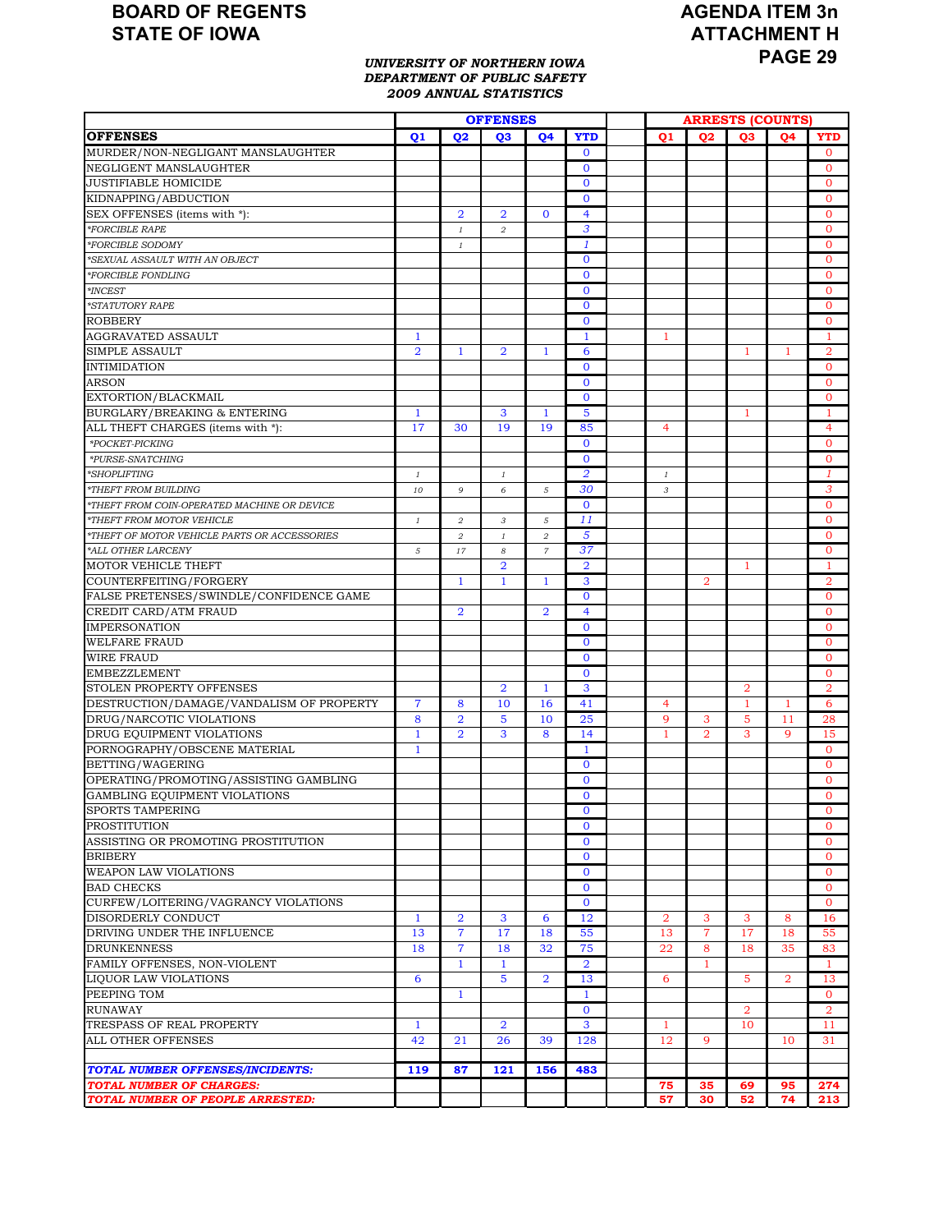**BOARD OF REGENTS**
**STATE OF IOWA**

**AGENDA ITEM 3n**
**ATTACHMENT H**
**PAGE 29**

***UNIVERSITY OF NORTHERN IOWA***
***DEPARTMENT OF PUBLIC SAFETY***
***2009 ANNUAL STATISTICS***

| | OFFENSES | | | | | | ARRESTS (COUNTS) | | | | |
|---|---|---|---|---|---|---|---|---|---|---|---|
| **OFFENSES** | **Q1** | **Q2** | **Q3** | **Q4** | **YTD** | | **Q1** | **Q2** | **Q3** | **Q4** | **YTD** |
| MURDER/NON-NEGLIGANT MANSLAUGHTER | | | | | 0 | | | | | | 0 |
| NEGLIGENT MANSLAUGHTER | | | | | 0 | | | | | | 0 |
| JUSTIFIABLE HOMICIDE | | | | | 0 | | | | | | 0 |
| KIDNAPPING/ABDUCTION | | | | | 0 | | | | | | 0 |
| SEX OFFENSES (items with *): | | 2 | 2 | 0 | 4 | | | | | | 0 |
| *FORCIBLE RAPE | | 1 | 2 | | 3 | | | | | | 0 |
| *FORCIBLE SODOMY | | 1 | | | 1 | | | | | | 0 |
| *SEXUAL ASSAULT WITH AN OBJECT | | | | | 0 | | | | | | 0 |
| *FORCIBLE FONDLING | | | | | 0 | | | | | | 0 |
| *INCEST | | | | | 0 | | | | | | 0 |
| *STATUTORY RAPE | | | | | 0 | | | | | | 0 |
| ROBBERY | | | | | 0 | | | | | | 0 |
| AGGRAVATED ASSAULT | 1 | | | | 1 | | 1 | | | | 1 |
| SIMPLE ASSAULT | 2 | 1 | 2 | 1 | 6 | | | | 1 | 1 | 2 |
| INTIMIDATION | | | | | 0 | | | | | | 0 |
| ARSON | | | | | 0 | | | | | | 0 |
| EXTORTION/BLACKMAIL | | | | | 0 | | | | | | 0 |
| BURGLARY/BREAKING & ENTERING | 1 | | 3 | 1 | 5 | | | | 1 | | 1 |
| ALL THEFT CHARGES (items with *): | 17 | 30 | 19 | 19 | 85 | | 4 | | | | 4 |
| *POCKET-PICKING | | | | | 0 | | | | | | 0 |
| *PURSE-SNATCHING | | | | | 0 | | | | | | 0 |
| *SHOPLIFTING | 1 | | 1 | | 2 | | 1 | | | | 1 |
| *THEFT FROM BUILDING | 10 | 9 | 6 | 5 | 30 | | 3 | | | | 3 |
| *THEFT FROM COIN-OPERATED MACHINE OR DEVICE | | | | | 0 | | | | | | 0 |
| *THEFT FROM MOTOR VEHICLE | 1 | 2 | 3 | 5 | 11 | | | | | | 0 |
| *THEFT OF MOTOR VEHICLE PARTS OR ACCESSORIES | | 2 | 1 | 2 | 5 | | | | | | 0 |
| *ALL OTHER LARCENY | 5 | 17 | 8 | 7 | 37 | | | | | | 0 |
| MOTOR VEHICLE THEFT | | | 2 | | 2 | | | | 1 | | 1 |
| COUNTERFEITING/FORGERY | | 1 | 1 | 1 | 3 | | | 2 | | | 2 |
| FALSE PRETENSES/SWINDLE/CONFIDENCE GAME | | | | | 0 | | | | | | 0 |
| CREDIT CARD/ATM FRAUD | | 2 | | 2 | 4 | | | | | | 0 |
| IMPERSONATION | | | | | 0 | | | | | | 0 |
| WELFARE FRAUD | | | | | 0 | | | | | | 0 |
| WIRE FRAUD | | | | | 0 | | | | | | 0 |
| EMBEZZLEMENT | | | | | 0 | | | | | | 0 |
| STOLEN PROPERTY OFFENSES | | | 2 | 1 | 3 | | | | 2 | | 2 |
| DESTRUCTION/DAMAGE/VANDALISM OF PROPERTY | 7 | 8 | 10 | 16 | 41 | | 4 | | 1 | 1 | 6 |
| DRUG/NARCOTIC VIOLATIONS | 8 | 2 | 5 | 10 | 25 | | 9 | 3 | 5 | 11 | 28 |
| DRUG EQUIPMENT VIOLATIONS | 1 | 2 | 3 | 8 | 14 | | 1 | 2 | 3 | 9 | 15 |
| PORNOGRAPHY/OBSCENE MATERIAL | 1 | | | | 1 | | | | | | 0 |
| BETTING/WAGERING | | | | | 0 | | | | | | 0 |
| OPERATING/PROMOTING/ASSISTING GAMBLING | | | | | 0 | | | | | | 0 |
| GAMBLING EQUIPMENT VIOLATIONS | | | | | 0 | | | | | | 0 |
| SPORTS TAMPERING | | | | | 0 | | | | | | 0 |
| PROSTITUTION | | | | | 0 | | | | | | 0 |
| ASSISTING OR PROMOTING PROSTITUTION | | | | | 0 | | | | | | 0 |
| BRIBERY | | | | | 0 | | | | | | 0 |
| WEAPON LAW VIOLATIONS | | | | | 0 | | | | | | 0 |
| BAD CHECKS | | | | | 0 | | | | | | 0 |
| CURFEW/LOITERING/VAGRANCY VIOLATIONS | | | | | 0 | | | | | | 0 |
| DISORDERLY CONDUCT | 1 | 2 | 3 | 6 | 12 | | 2 | 3 | 3 | 8 | 16 |
| DRIVING UNDER THE INFLUENCE | 13 | 7 | 17 | 18 | 55 | | 13 | 7 | 17 | 18 | 55 |
| DRUNKENNESS | 18 | 7 | 18 | 32 | 75 | | 22 | 8 | 18 | 35 | 83 |
| FAMILY OFFENSES, NON-VIOLENT | | 1 | 1 | | 2 | | | 1 | | | 1 |
| LIQUOR LAW VIOLATIONS | 6 | | 5 | 2 | 13 | | 6 | | 5 | 2 | 13 |
| PEEPING TOM | | 1 | | | 1 | | | | | | 0 |
| RUNAWAY | | | | | 0 | | | | 2 | | 2 |
| TRESPASS OF REAL PROPERTY | 1 | | 2 | | 3 | | 1 | | 10 | | 11 |
| ALL OTHER OFFENSES | 42 | 21 | 26 | 39 | 128 | | 12 | 9 | | 10 | 31 |
| | | | | | | | | | | | |
| ***TOTAL NUMBER OFFENSES/INCIDENTS:*** | **119** | **87** | **121** | **156** | **483** | | | | | | |
| ***TOTAL NUMBER OF CHARGES:*** | | | | | | | **75** | **35** | **69** | **95** | **274** |
| ***TOTAL NUMBER OF PEOPLE ARRESTED:*** | | | | | | | **57** | **30** | **52** | **74** | **213** |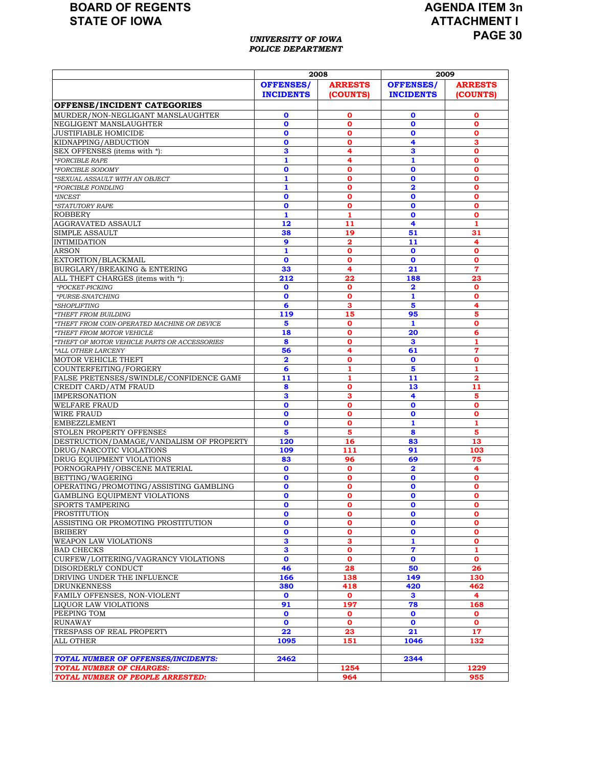BOARD OF REGENTS
STATE OF IOWA

AGENDA ITEM 3n
ATTACHMENT I

***UNIVERSITY OF IOWA***
***POLICE DEPARTMENT***

| | 2008 | | 2009 | |
|---|---|---|---|---|
| | **OFFENSES/ INCIDENTS** | **ARRESTS (COUNTS)** | **OFFENSES/ INCIDENTS** | **ARRESTS (COUNTS)** |
| **OFFENSE/INCIDENT CATEGORIES** | | | | |
| MURDER/NON-NEGLIGANT MANSLAUGHTER | 0 | 0 | 0 | 0 |
| NEGLIGENT MANSLAUGHTER | 0 | 0 | 0 | 0 |
| JUSTIFIABLE HOMICIDE | 0 | 0 | 0 | 0 |
| KIDNAPPING/ABDUCTION | 0 | 0 | 4 | 3 |
| SEX OFFENSES (items with *): | 3 | 4 | 3 | 0 |
| *\*FORCIBLE RAPE* | 1 | 4 | 1 | 0 |
| *\*FORCIBLE SODOMY* | 0 | 0 | 0 | 0 |
| *\*SEXUAL ASSAULT WITH AN OBJECT* | 1 | 0 | 0 | 0 |
| *\*FORCIBLE FONDLING* | 1 | 0 | 2 | 0 |
| *\*INCEST* | 0 | 0 | 0 | 0 |
| *\*STATUTORY RAPE* | 0 | 0 | 0 | 0 |
| ROBBERY | 1 | 1 | 0 | 0 |
| AGGRAVATED ASSAULT | 12 | 11 | 4 | 1 |
| SIMPLE ASSAULT | 38 | 19 | 51 | 31 |
| INTIMIDATION | 9 | 2 | 11 | 4 |
| ARSON | 1 | 0 | 0 | 0 |
| EXTORTION/BLACKMAIL | 0 | 0 | 0 | 0 |
| BURGLARY/BREAKING & ENTERING | 33 | 4 | 21 | 7 |
| ALL THEFT CHARGES (items with *): | 212 | 22 | 188 | 23 |
| *\*POCKET-PICKING* | 0 | 0 | 2 | 0 |
| *\*PURSE-SNATCHING* | 0 | 0 | 1 | 0 |
| *\*SHOPLIFTING* | 6 | 3 | 5 | 4 |
| *\*THEFT FROM BUILDING* | 119 | 15 | 95 | 5 |
| *\*THEFT FROM COIN-OPERATED MACHINE OR DEVICE* | 5 | 0 | 1 | 0 |
| *\*THEFT FROM MOTOR VEHICLE* | 18 | 0 | 20 | 6 |
| *\*THEFT OF MOTOR VEHICLE PARTS OR ACCESSORIES* | 8 | 0 | 3 | 1 |
| *\*ALL OTHER LARCENY* | 56 | 4 | 61 | 7 |
| MOTOR VEHICLE THEFT | 2 | 0 | 0 | 0 |
| COUNTERFEITING/FORGERY | 6 | 1 | 5 | 1 |
| FALSE PRETENSES/SWINDLE/CONFIDENCE GAME | 11 | 1 | 11 | 2 |
| CREDIT CARD/ATM FRAUD | 8 | 0 | 13 | 11 |
| IMPERSONATION | 3 | 3 | 4 | 5 |
| WELFARE FRAUD | 0 | 0 | 0 | 0 |
| WIRE FRAUD | 0 | 0 | 0 | 0 |
| EMBEZZLEMENT | 0 | 0 | 1 | 1 |
| STOLEN PROPERTY OFFENSES | 5 | 5 | 8 | 5 |
| DESTRUCTION/DAMAGE/VANDALISM OF PROPERTY | 120 | 16 | 83 | 13 |
| DRUG/NARCOTIC VIOLATIONS | 109 | 111 | 91 | 103 |
| DRUG EQUIPMENT VIOLATIONS | 83 | 96 | 69 | 75 |
| PORNOGRAPHY/OBSCENE MATERIAL | 0 | 0 | 2 | 4 |
| BETTING/WAGERING | 0 | 0 | 0 | 0 |
| OPERATING/PROMOTING/ASSISTING GAMBLING | 0 | 0 | 0 | 0 |
| GAMBLING EQUIPMENT VIOLATIONS | 0 | 0 | 0 | 0 |
| SPORTS TAMPERING | 0 | 0 | 0 | 0 |
| PROSTITUTION | 0 | 0 | 0 | 0 |
| ASSISTING OR PROMOTING PROSTITUTION | 0 | 0 | 0 | 0 |
| BRIBERY | 0 | 0 | 0 | 0 |
| WEAPON LAW VIOLATIONS | 3 | 3 | 1 | 0 |
| BAD CHECKS | 3 | 0 | 7 | 1 |
| CURFEW/LOITERING/VAGRANCY VIOLATIONS | 0 | 0 | 0 | 0 |
| DISORDERLY CONDUCT | 46 | 28 | 50 | 26 |
| DRIVING UNDER THE INFLUENCE | 166 | 138 | 149 | 130 |
| DRUNKENNESS | 380 | 418 | 420 | 462 |
| FAMILY OFFENSES, NON-VIOLENT | 0 | 0 | 3 | 4 |
| LIQUOR LAW VIOLATIONS | 91 | 197 | 78 | 168 |
| PEEPING TOM | 0 | 0 | 0 | 0 |
| RUNAWAY | 0 | 0 | 0 | 0 |
| TRESPASS OF REAL PROPERTY | 22 | 23 | 21 | 17 |
| ALL OTHER | 1095 | 151 | 1046 | 132 |
| | | | | |
| ***TOTAL NUMBER OF OFFENSES/INCIDENTS:*** | 2462 | | 2344 | |
| ***TOTAL NUMBER OF CHARGES:*** | | 1254 | | 1229 |
| ***TOTAL NUMBER OF PEOPLE ARRESTED:*** | | 964 | | 955 |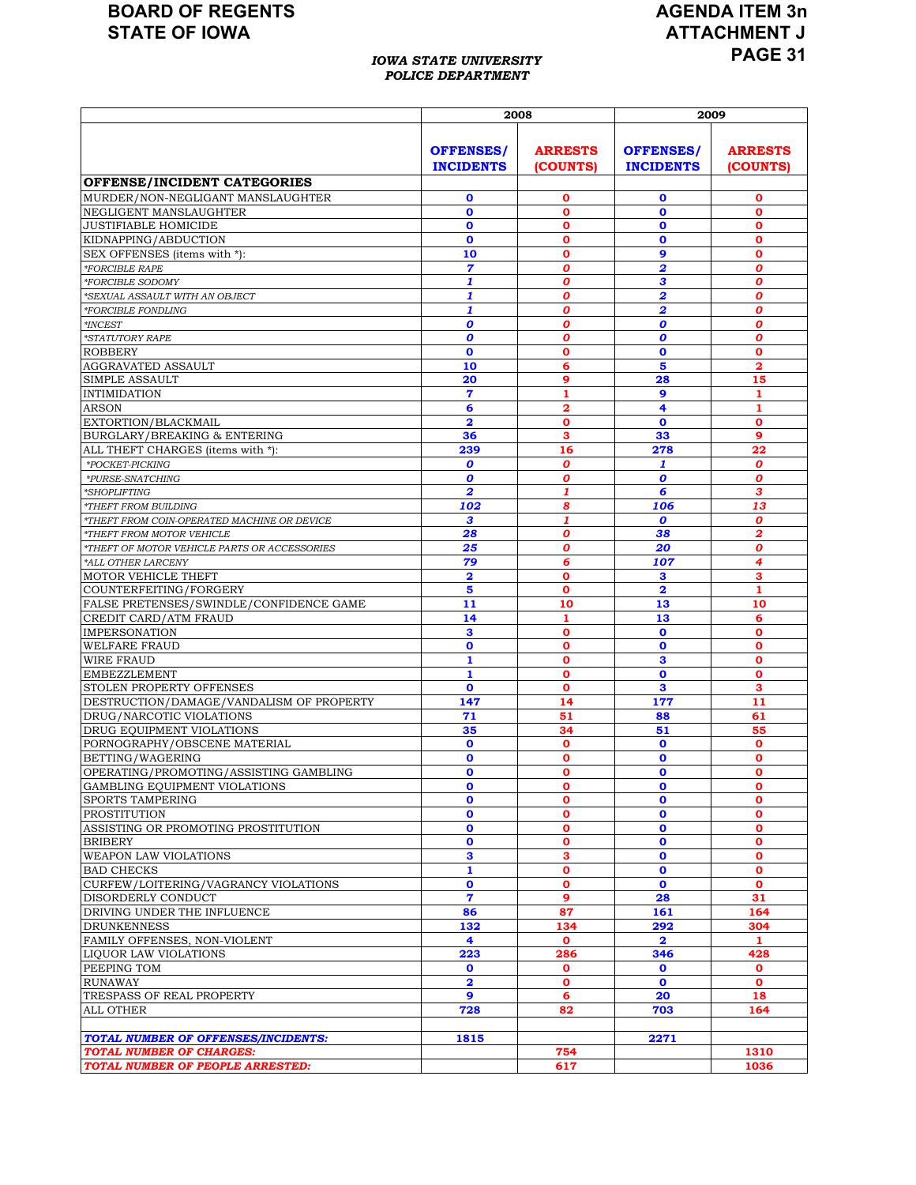BOARD OF REGENTS
STATE OF IOWA

AGENDA ITEM 3n
ATTACHMENT J
PAGE 31

*IOWA STATE UNIVERSITY POLICE DEPARTMENT*

| | 2008 | | 2009 | |
|---|---|---|---|---|
| **OFFENSE/INCIDENT CATEGORIES** | **OFFENSES/ INCIDENTS** | **ARRESTS (COUNTS)** | **OFFENSES/ INCIDENTS** | **ARRESTS (COUNTS)** |
| MURDER/NON-NEGLIGANT MANSLAUGHTER | 0 | 0 | 0 | 0 |
| NEGLIGENT MANSLAUGHTER | 0 | 0 | 0 | 0 |
| JUSTIFIABLE HOMICIDE | 0 | 0 | 0 | 0 |
| KIDNAPPING/ABDUCTION | 0 | 0 | 0 | 0 |
| SEX OFFENSES (items with *): | 10 | 0 | 9 | 0 |
| *\*FORCIBLE RAPE* | *7* | *0* | *2* | *0* |
| *\*FORCIBLE SODOMY* | *1* | *0* | *3* | *0* |
| *\*SEXUAL ASSAULT WITH AN OBJECT* | *1* | *0* | *2* | *0* |
| *\*FORCIBLE FONDLING* | *1* | *0* | *2* | *0* |
| *\*INCEST* | *0* | *0* | *0* | *0* |
| *\*STATUTORY RAPE* | *0* | *0* | *0* | *0* |
| ROBBERY | 0 | 0 | 0 | 0 |
| AGGRAVATED ASSAULT | 10 | 6 | 5 | 2 |
| SIMPLE ASSAULT | 20 | 9 | 28 | 15 |
| INTIMIDATION | 7 | 1 | 9 | 1 |
| ARSON | 6 | 2 | 4 | 1 |
| EXTORTION/BLACKMAIL | 2 | 0 | 0 | 0 |
| BURGLARY/BREAKING & ENTERING | 36 | 3 | 33 | 9 |
| ALL THEFT CHARGES (items with *): | 239 | 16 | 278 | 22 |
| *\*POCKET-PICKING* | *0* | *0* | *1* | *0* |
| *\*PURSE-SNATCHING* | *0* | *0* | *0* | *0* |
| *\*SHOPLIFTING* | *2* | *1* | *6* | *3* |
| *\*THEFT FROM BUILDING* | *102* | *8* | *106* | *13* |
| *\*THEFT FROM COIN-OPERATED MACHINE OR DEVICE* | *3* | *1* | *0* | *0* |
| *\*THEFT FROM MOTOR VEHICLE* | *28* | *0* | *38* | *2* |
| *\*THEFT OF MOTOR VEHICLE PARTS OR ACCESSORIES* | *25* | *0* | *20* | *0* |
| *\*ALL OTHER LARCENY* | *79* | *6* | *107* | *4* |
| MOTOR VEHICLE THEFT | 2 | 0 | 3 | 3 |
| COUNTERFEITING/FORGERY | 5 | 0 | 2 | 1 |
| FALSE PRETENSES/SWINDLE/CONFIDENCE GAME | 11 | 10 | 13 | 10 |
| CREDIT CARD/ATM FRAUD | 14 | 1 | 13 | 6 |
| IMPERSONATION | 3 | 0 | 0 | 0 |
| WELFARE FRAUD | 0 | 0 | 0 | 0 |
| WIRE FRAUD | 1 | 0 | 3 | 0 |
| EMBEZZLEMENT | 1 | 0 | 0 | 0 |
| STOLEN PROPERTY OFFENSES | 0 | 0 | 3 | 3 |
| DESTRUCTION/DAMAGE/VANDALISM OF PROPERTY | 147 | 14 | 177 | 11 |
| DRUG/NARCOTIC VIOLATIONS | 71 | 51 | 88 | 61 |
| DRUG EQUIPMENT VIOLATIONS | 35 | 34 | 51 | 55 |
| PORNOGRAPHY/OBSCENE MATERIAL | 0 | 0 | 0 | 0 |
| BETTING/WAGERING | 0 | 0 | 0 | 0 |
| OPERATING/PROMOTING/ASSISTING GAMBLING | 0 | 0 | 0 | 0 |
| GAMBLING EQUIPMENT VIOLATIONS | 0 | 0 | 0 | 0 |
| SPORTS TAMPERING | 0 | 0 | 0 | 0 |
| PROSTITUTION | 0 | 0 | 0 | 0 |
| ASSISTING OR PROMOTING PROSTITUTION | 0 | 0 | 0 | 0 |
| BRIBERY | 0 | 0 | 0 | 0 |
| WEAPON LAW VIOLATIONS | 3 | 3 | 0 | 0 |
| BAD CHECKS | 1 | 0 | 0 | 0 |
| CURFEW/LOITERING/VAGRANCY VIOLATIONS | 0 | 0 | 0 | 0 |
| DISORDERLY CONDUCT | 7 | 9 | 28 | 31 |
| DRIVING UNDER THE INFLUENCE | 86 | 87 | 161 | 164 |
| DRUNKENNESS | 132 | 134 | 292 | 304 |
| FAMILY OFFENSES, NON-VIOLENT | 4 | 0 | 2 | 1 |
| LIQUOR LAW VIOLATIONS | 223 | 286 | 346 | 428 |
| PEEPING TOM | 0 | 0 | 0 | 0 |
| RUNAWAY | 2 | 0 | 0 | 0 |
| TRESPASS OF REAL PROPERTY | 9 | 6 | 20 | 18 |
| ALL OTHER | 728 | 82 | 703 | 164 |
| | | | | |
| ***TOTAL NUMBER OF OFFENSES/INCIDENTS:*** | 1815 | | 2271 | |
| ***TOTAL NUMBER OF CHARGES:*** | | 754 | | 1310 |
| ***TOTAL NUMBER OF PEOPLE ARRESTED:*** | | 617 | | 1036 |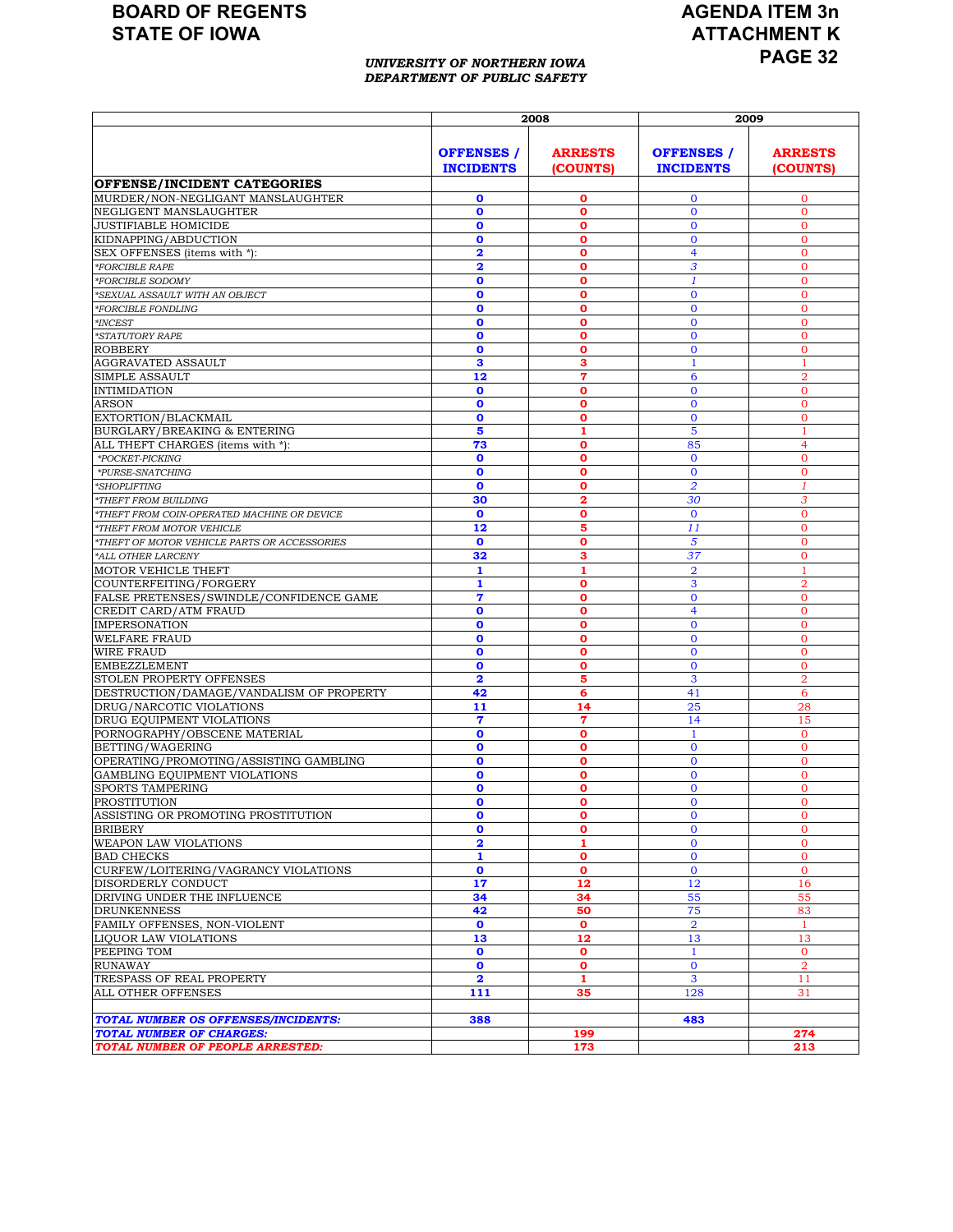BOARD OF REGENTS
STATE OF IOWA

AGENDA ITEM 3n
ATTACHMENT K
PAGE 32

*UNIVERSITY OF NORTHERN IOWA*
*DEPARTMENT OF PUBLIC SAFETY*

| | 2008 | | 2009 | |
|---|---|---|---|---|
| **OFFENSE/INCIDENT CATEGORIES** | **OFFENSES / INCIDENTS** | **ARRESTS (COUNTS)** | **OFFENSES / INCIDENTS** | **ARRESTS (COUNTS)** |
| MURDER/NON-NEGLIGANT MANSLAUGHTER | 0 | 0 | 0 | 0 |
| NEGLIGENT MANSLAUGHTER | 0 | 0 | 0 | 0 |
| JUSTIFIABLE HOMICIDE | 0 | 0 | 0 | 0 |
| KIDNAPPING/ABDUCTION | 0 | 0 | 0 | 0 |
| SEX OFFENSES (items with *): | 2 | 0 | 4 | 0 |
| *FORCIBLE RAPE | 2 | 0 | 3 | 0 |
| *FORCIBLE SODOMY | 0 | 0 | 1 | 0 |
| *SEXUAL ASSAULT WITH AN OBJECT | 0 | 0 | 0 | 0 |
| *FORCIBLE FONDLING | 0 | 0 | 0 | 0 |
| *INCEST | 0 | 0 | 0 | 0 |
| *STATUTORY RAPE | 0 | 0 | 0 | 0 |
| ROBBERY | 0 | 0 | 0 | 0 |
| AGGRAVATED ASSAULT | 3 | 3 | 1 | 1 |
| SIMPLE ASSAULT | 12 | 7 | 6 | 2 |
| INTIMIDATION | 0 | 0 | 0 | 0 |
| ARSON | 0 | 0 | 0 | 0 |
| EXTORTION/BLACKMAIL | 0 | 0 | 0 | 0 |
| BURGLARY/BREAKING & ENTERING | 5 | 1 | 5 | 1 |
| ALL THEFT CHARGES (items with *): | 73 | 0 | 85 | 4 |
| *POCKET-PICKING | 0 | 0 | 0 | 0 |
| *PURSE-SNATCHING | 0 | 0 | 0 | 0 |
| *SHOPLIFTING | 0 | 0 | 2 | 1 |
| *THEFT FROM BUILDING | 30 | 2 | 30 | 3 |
| *THEFT FROM COIN-OPERATED MACHINE OR DEVICE | 0 | 0 | 0 | 0 |
| *THEFT FROM MOTOR VEHICLE | 12 | 5 | 11 | 0 |
| *THEFT OF MOTOR VEHICLE PARTS OR ACCESSORIES | 0 | 0 | 5 | 0 |
| *ALL OTHER LARCENY | 32 | 3 | 37 | 0 |
| MOTOR VEHICLE THEFT | 1 | 1 | 2 | 1 |
| COUNTERFEITING/FORGERY | 1 | 0 | 3 | 2 |
| FALSE PRETENSES/SWINDLE/CONFIDENCE GAME | 7 | 0 | 0 | 0 |
| CREDIT CARD/ATM FRAUD | 0 | 0 | 4 | 0 |
| IMPERSONATION | 0 | 0 | 0 | 0 |
| WELFARE FRAUD | 0 | 0 | 0 | 0 |
| WIRE FRAUD | 0 | 0 | 0 | 0 |
| EMBEZZLEMENT | 0 | 0 | 0 | 0 |
| STOLEN PROPERTY OFFENSES | 2 | 5 | 3 | 2 |
| DESTRUCTION/DAMAGE/VANDALISM OF PROPERTY | 42 | 6 | 41 | 6 |
| DRUG/NARCOTIC VIOLATIONS | 11 | 14 | 25 | 28 |
| DRUG EQUIPMENT VIOLATIONS | 7 | 7 | 14 | 15 |
| PORNOGRAPHY/OBSCENE MATERIAL | 0 | 0 | 1 | 0 |
| BETTING/WAGERING | 0 | 0 | 0 | 0 |
| OPERATING/PROMOTING/ASSISTING GAMBLING | 0 | 0 | 0 | 0 |
| GAMBLING EQUIPMENT VIOLATIONS | 0 | 0 | 0 | 0 |
| SPORTS TAMPERING | 0 | 0 | 0 | 0 |
| PROSTITUTION | 0 | 0 | 0 | 0 |
| ASSISTING OR PROMOTING PROSTITUTION | 0 | 0 | 0 | 0 |
| BRIBERY | 0 | 0 | 0 | 0 |
| WEAPON LAW VIOLATIONS | 2 | 1 | 0 | 0 |
| BAD CHECKS | 1 | 0 | 0 | 0 |
| CURFEW/LOITERING/VAGRANCY VIOLATIONS | 0 | 0 | 0 | 0 |
| DISORDERLY CONDUCT | 17 | 12 | 12 | 16 |
| DRIVING UNDER THE INFLUENCE | 34 | 34 | 55 | 55 |
| DRUNKENNESS | 42 | 50 | 75 | 83 |
| FAMILY OFFENSES, NON-VIOLENT | 0 | 0 | 2 | 1 |
| LIQUOR LAW VIOLATIONS | 13 | 12 | 13 | 13 |
| PEEPING TOM | 0 | 0 | 1 | 0 |
| RUNAWAY | 0 | 0 | 0 | 2 |
| TRESPASS OF REAL PROPERTY | 2 | 1 | 3 | 11 |
| ALL OTHER OFFENSES | 111 | 35 | 128 | 31 |
| | | | | |
| ***TOTAL NUMBER OS OFFENSES/INCIDENTS:*** | 388 | | 483 | |
| ***TOTAL NUMBER OF CHARGES:*** | | 199 | | 274 |
| ***TOTAL NUMBER OF PEOPLE ARRESTED:*** | | 173 | | 213 |